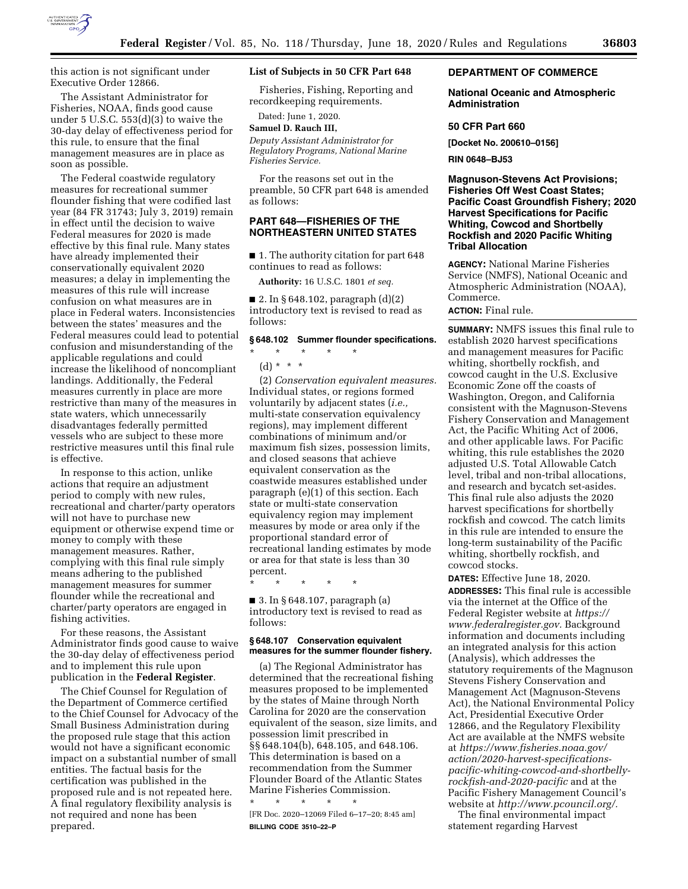this action is not significant under Executive Order 12866.

The Assistant Administrator for Fisheries, NOAA, finds good cause under 5 U.S.C. 553(d)(3) to waive the 30-day delay of effectiveness period for this rule, to ensure that the final management measures are in place as soon as possible.

The Federal coastwide regulatory measures for recreational summer flounder fishing that were codified last year (84 FR 31743; July 3, 2019) remain in effect until the decision to waive Federal measures for 2020 is made effective by this final rule. Many states have already implemented their conservationally equivalent 2020 measures; a delay in implementing the measures of this rule will increase confusion on what measures are in place in Federal waters. Inconsistencies between the states' measures and the Federal measures could lead to potential confusion and misunderstanding of the applicable regulations and could increase the likelihood of noncompliant landings. Additionally, the Federal measures currently in place are more restrictive than many of the measures in state waters, which unnecessarily disadvantages federally permitted vessels who are subject to these more restrictive measures until this final rule is effective.

In response to this action, unlike actions that require an adjustment period to comply with new rules, recreational and charter/party operators will not have to purchase new equipment or otherwise expend time or money to comply with these management measures. Rather, complying with this final rule simply means adhering to the published management measures for summer flounder while the recreational and charter/party operators are engaged in fishing activities.

For these reasons, the Assistant Administrator finds good cause to waive the 30-day delay of effectiveness period and to implement this rule upon publication in the **Federal Register**.

The Chief Counsel for Regulation of the Department of Commerce certified to the Chief Counsel for Advocacy of the Small Business Administration during the proposed rule stage that this action would not have a significant economic impact on a substantial number of small entities. The factual basis for the certification was published in the proposed rule and is not repeated here. A final regulatory flexibility analysis is not required and none has been prepared.

**List of Subjects in 50 CFR Part 648**

Fisheries, Fishing, Reporting and recordkeeping requirements.

Dated: June 1, 2020.

**Samuel D. Rauch III,**

*Deputy Assistant Administrator for Regulatory Programs, National Marine Fisheries Service.*

For the reasons set out in the preamble, 50 CFR part 648 is amended as follows:

## PART 648—FISHERIES OF THE NORTHEASTERN UNITED STATES

■ 1. The authority citation for part 648 continues to read as follows:

**Authority:** 16 U.S.C. 1801 *et seq.*

■ 2. In § 648.102, paragraph (d)(2) introductory text is revised to read as follows:

### § 648.102 Summer flounder specifications.

\* \* \* \* \*

(d) \* \* \*

(2) *Conservation equivalent measures.* Individual states, or regions formed voluntarily by adjacent states (*i.e.,* multi-state conservation equivalency regions), may implement different combinations of minimum and/or maximum fish sizes, possession limits, and closed seasons that achieve equivalent conservation as the coastwide measures established under paragraph (e)(1) of this section. Each state or multi-state conservation equivalency region may implement measures by mode or area only if the proportional standard error of recreational landing estimates by mode or area for that state is less than 30 percent.

\* \* \* \* \*

■ 3. In § 648.107, paragraph (a) introductory text is revised to read as follows:

### § 648.107 Conservation equivalent measures for the summer flounder fishery.

(a) The Regional Administrator has determined that the recreational fishing measures proposed to be implemented by the states of Maine through North Carolina for 2020 are the conservation equivalent of the season, size limits, and possession limit prescribed in §§ 648.104(b), 648.105, and 648.106. This determination is based on a recommendation from the Summer Flounder Board of the Atlantic States Marine Fisheries Commission.

\* \* \* \* \*

[FR Doc. 2020–12069 Filed 6–17–20; 8:45 am]

**BILLING CODE 3510–22–P**

## DEPARTMENT OF COMMERCE

## National Oceanic and Atmospheric Administration

## 50 CFR Part 660

**[Docket No. 200610–0156]**

**RIN 0648–BJ53**

## Magnuson-Stevens Act Provisions; Fisheries Off West Coast States; Pacific Coast Groundfish Fishery; 2020 Harvest Specifications for Pacific Whiting, Cowcod and Shortbelly Rockfish and 2020 Pacific Whiting Tribal Allocation

**AGENCY:** National Marine Fisheries Service (NMFS), National Oceanic and Atmospheric Administration (NOAA), Commerce.

**ACTION:** Final rule.

**SUMMARY:** NMFS issues this final rule to establish 2020 harvest specifications and management measures for Pacific whiting, shortbelly rockfish, and cowcod caught in the U.S. Exclusive Economic Zone off the coasts of Washington, Oregon, and California consistent with the Magnuson-Stevens Fishery Conservation and Management Act, the Pacific Whiting Act of 2006, and other applicable laws. For Pacific whiting, this rule establishes the 2020 adjusted U.S. Total Allowable Catch level, tribal and non-tribal allocations, and research and bycatch set-asides. This final rule also adjusts the 2020 harvest specifications for shortbelly rockfish and cowcod. The catch limits in this rule are intended to ensure the long-term sustainability of the Pacific whiting, shortbelly rockfish, and cowcod stocks.

**DATES:** Effective June 18, 2020.

**ADDRESSES:** This final rule is accessible via the internet at the Office of the Federal Register website at *https://www.federalregister.gov.* Background information and documents including an integrated analysis for this action (Analysis), which addresses the statutory requirements of the Magnuson Stevens Fishery Conservation and Management Act (Magnuson-Stevens Act), the National Environmental Policy Act, Presidential Executive Order 12866, and the Regulatory Flexibility Act are available at the NMFS website at *https://www.fisheries.noaa.gov/action/2020-harvest-specifications-pacific-whiting-cowcod-and-shortbelly-rockfish-and-2020-pacific* and at the Pacific Fishery Management Council's website at *http://www.pcouncil.org/.*

The final environmental impact statement regarding Harvest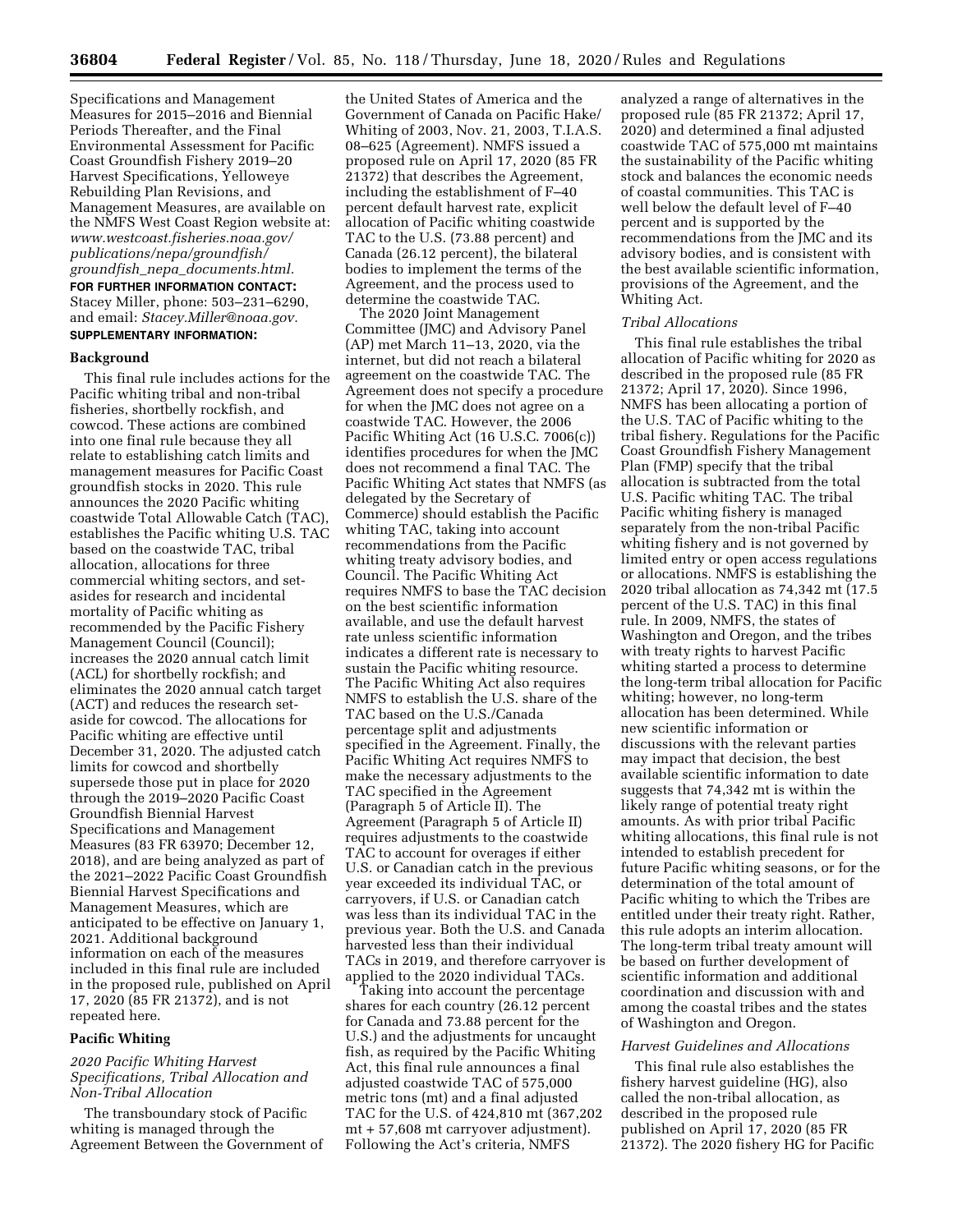Specifications and Management Measures for 2015–2016 and Biennial Periods Thereafter, and the Final Environmental Assessment for Pacific Coast Groundfish Fishery 2019–20 Harvest Specifications, Yelloweye Rebuilding Plan Revisions, and Management Measures, are available on the NMFS West Coast Region website at: *www.westcoast.fisheries.noaa.gov/publications/nepa/groundfish/groundfish_nepa_documents.html.*

**FOR FURTHER INFORMATION CONTACT:** Stacey Miller, phone: 503–231–6290, and email: *Stacey.Miller@noaa.gov.*

**SUPPLEMENTARY INFORMATION:**

## Background

This final rule includes actions for the Pacific whiting tribal and non-tribal fisheries, shortbelly rockfish, and cowcod. These actions are combined into one final rule because they all relate to establishing catch limits and management measures for Pacific Coast groundfish stocks in 2020. This rule announces the 2020 Pacific whiting coastwide Total Allowable Catch (TAC), establishes the Pacific whiting U.S. TAC based on the coastwide TAC, tribal allocation, allocations for three commercial whiting sectors, and set-asides for research and incidental mortality of Pacific whiting as recommended by the Pacific Fishery Management Council (Council); increases the 2020 annual catch limit (ACL) for shortbelly rockfish; and eliminates the 2020 annual catch target (ACT) and reduces the research set-aside for cowcod. The allocations for Pacific whiting are effective until December 31, 2020. The adjusted catch limits for cowcod and shortbelly supersede those put in place for 2020 through the 2019–2020 Pacific Coast Groundfish Biennial Harvest Specifications and Management Measures (83 FR 63970; December 12, 2018), and are being analyzed as part of the 2021–2022 Pacific Coast Groundfish Biennial Harvest Specifications and Management Measures, which are anticipated to be effective on January 1, 2021. Additional background information on each of the measures included in this final rule are included in the proposed rule, published on April 17, 2020 (85 FR 21372), and is not repeated here.

## Pacific Whiting

### *2020 Pacific Whiting Harvest Specifications, Tribal Allocation and Non-Tribal Allocation*

The transboundary stock of Pacific whiting is managed through the Agreement Between the Government of the United States of America and the Government of Canada on Pacific Hake/Whiting of 2003, Nov. 21, 2003, T.I.A.S. 08–625 (Agreement). NMFS issued a proposed rule on April 17, 2020 (85 FR 21372) that describes the Agreement, including the establishment of F–40 percent default harvest rate, explicit allocation of Pacific whiting coastwide TAC to the U.S. (73.88 percent) and Canada (26.12 percent), the bilateral bodies to implement the terms of the Agreement, and the process used to determine the coastwide TAC.

The 2020 Joint Management Committee (JMC) and Advisory Panel (AP) met March 11–13, 2020, via the internet, but did not reach a bilateral agreement on the coastwide TAC. The Agreement does not specify a procedure for when the JMC does not agree on a coastwide TAC. However, the 2006 Pacific Whiting Act (16 U.S.C. 7006(c)) identifies procedures for when the JMC does not recommend a final TAC. The Pacific Whiting Act states that NMFS (as delegated by the Secretary of Commerce) should establish the Pacific whiting TAC, taking into account recommendations from the Pacific whiting treaty advisory bodies, and Council. The Pacific Whiting Act requires NMFS to base the TAC decision on the best scientific information available, and use the default harvest rate unless scientific information indicates a different rate is necessary to sustain the Pacific whiting resource. The Pacific Whiting Act also requires NMFS to establish the U.S. share of the TAC based on the U.S./Canada percentage split and adjustments specified in the Agreement. Finally, the Pacific Whiting Act requires NMFS to make the necessary adjustments to the TAC specified in the Agreement (Paragraph 5 of Article II). The Agreement (Paragraph 5 of Article II) requires adjustments to the coastwide TAC to account for overages if either U.S. or Canadian catch in the previous year exceeded its individual TAC, or carryovers, if U.S. or Canadian catch was less than its individual TAC in the previous year. Both the U.S. and Canada harvested less than their individual TACs in 2019, and therefore carryover is applied to the 2020 individual TACs.

Taking into account the percentage shares for each country (26.12 percent for Canada and 73.88 percent for the U.S.) and the adjustments for uncaught fish, as required by the Pacific Whiting Act, this final rule announces a final adjusted coastwide TAC of 575,000 metric tons (mt) and a final adjusted TAC for the U.S. of 424,810 mt (367,202 mt + 57,608 mt carryover adjustment). Following the Act's criteria, NMFS analyzed a range of alternatives in the proposed rule (85 FR 21372; April 17, 2020) and determined a final adjusted coastwide TAC of 575,000 mt maintains the sustainability of the Pacific whiting stock and balances the economic needs of coastal communities. This TAC is well below the default level of F–40 percent and is supported by the recommendations from the JMC and its advisory bodies, and is consistent with the best available scientific information, provisions of the Agreement, and the Whiting Act.

### *Tribal Allocations*

This final rule establishes the tribal allocation of Pacific whiting for 2020 as described in the proposed rule (85 FR 21372; April 17, 2020). Since 1996, NMFS has been allocating a portion of the U.S. TAC of Pacific whiting to the tribal fishery. Regulations for the Pacific Coast Groundfish Fishery Management Plan (FMP) specify that the tribal allocation is subtracted from the total U.S. Pacific whiting TAC. The tribal Pacific whiting fishery is managed separately from the non-tribal Pacific whiting fishery and is not governed by limited entry or open access regulations or allocations. NMFS is establishing the 2020 tribal allocation as 74,342 mt (17.5 percent of the U.S. TAC) in this final rule. In 2009, NMFS, the states of Washington and Oregon, and the tribes with treaty rights to harvest Pacific whiting started a process to determine the long-term tribal allocation for Pacific whiting; however, no long-term allocation has been determined. While new scientific information or discussions with the relevant parties may impact that decision, the best available scientific information to date suggests that 74,342 mt is within the likely range of potential treaty right amounts. As with prior tribal Pacific whiting allocations, this final rule is not intended to establish precedent for future Pacific whiting seasons, or for the determination of the total amount of Pacific whiting to which the Tribes are entitled under their treaty right. Rather, this rule adopts an interim allocation. The long-term tribal treaty amount will be based on further development of scientific information and additional coordination and discussion with and among the coastal tribes and the states of Washington and Oregon.

### *Harvest Guidelines and Allocations*

This final rule also establishes the fishery harvest guideline (HG), also called the non-tribal allocation, as described in the proposed rule published on April 17, 2020 (85 FR 21372). The 2020 fishery HG for Pacific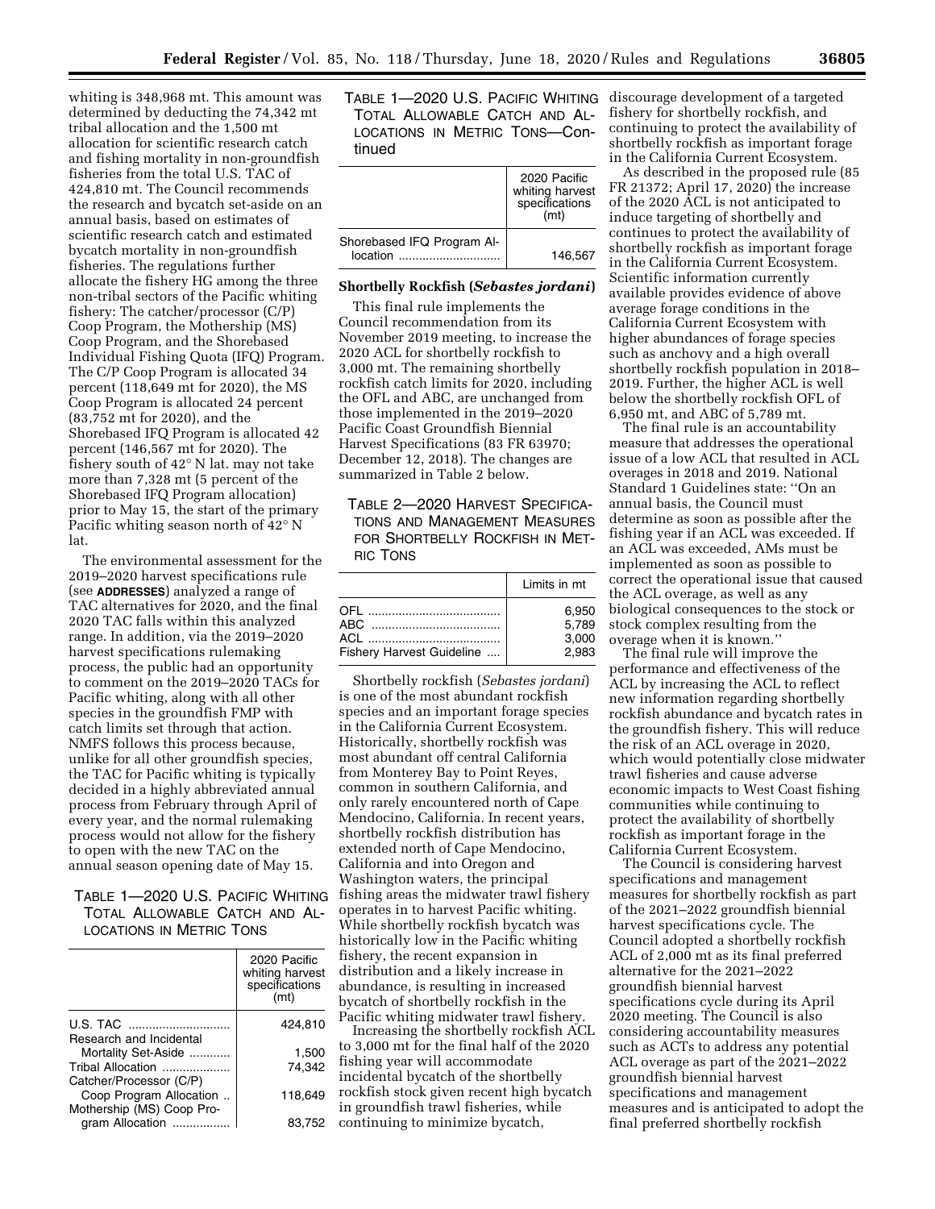whiting is 348,968 mt. This amount was determined by deducting the 74,342 mt tribal allocation and the 1,500 mt allocation for scientific research catch and fishing mortality in non-groundfish fisheries from the total U.S. TAC of 424,810 mt. The Council recommends the research and bycatch set-aside on an annual basis, based on estimates of scientific research catch and estimated bycatch mortality in non-groundfish fisheries. The regulations further allocate the fishery HG among the three non-tribal sectors of the Pacific whiting fishery: The catcher/processor (C/P) Coop Program, the Mothership (MS) Coop Program, and the Shorebased Individual Fishing Quota (IFQ) Program. The C/P Coop Program is allocated 34 percent (118,649 mt for 2020), the MS Coop Program is allocated 24 percent (83,752 mt for 2020), and the Shorebased IFQ Program is allocated 42 percent (146,567 mt for 2020). The fishery south of 42° N lat. may not take more than 7,328 mt (5 percent of the Shorebased IFQ Program allocation) prior to May 15, the start of the primary Pacific whiting season north of 42° N lat.

The environmental assessment for the 2019–2020 harvest specifications rule (see **ADDRESSES**) analyzed a range of TAC alternatives for 2020, and the final 2020 TAC falls within this analyzed range. In addition, via the 2019–2020 harvest specifications rulemaking process, the public had an opportunity to comment on the 2019–2020 TACs for Pacific whiting, along with all other species in the groundfish FMP with catch limits set through that action. NMFS follows this process because, unlike for all other groundfish species, the TAC for Pacific whiting is typically decided in a highly abbreviated annual process from February through April of every year, and the normal rulemaking process would not allow for the fishery to open with the new TAC on the annual season opening date of May 15.

TABLE 1—2020 U.S. PACIFIC WHITING TOTAL ALLOWABLE CATCH AND ALLOCATIONS IN METRIC TONS

| | 2020 Pacific whiting harvest specifications (mt) |
|---|---|
| U.S. TAC | 424,810 |
| Research and Incidental Mortality Set-Aside | 1,500 |
| Tribal Allocation | 74,342 |
| Catcher/Processor (C/P) Coop Program Allocation | 118,649 |
| Mothership (MS) Coop Program Allocation | 83,752 |
| Shorebased IFQ Program Allocation | 146,567 |

**Shortbelly Rockfish (*Sebastes jordani*)**

This final rule implements the Council recommendation from its November 2019 meeting, to increase the 2020 ACL for shortbelly rockfish to 3,000 mt. The remaining shortbelly rockfish catch limits for 2020, including the OFL and ABC, are unchanged from those implemented in the 2019–2020 Pacific Coast Groundfish Biennial Harvest Specifications (83 FR 63970; December 12, 2018). The changes are summarized in Table 2 below.

TABLE 2—2020 HARVEST SPECIFICATIONS AND MANAGEMENT MEASURES FOR SHORTBELLY ROCKFISH IN METRIC TONS

| | Limits in mt |
|---|---|
| OFL | 6,950 |
| ABC | 5,789 |
| ACL | 3,000 |
| Fishery Harvest Guideline | 2,983 |

Shortbelly rockfish (*Sebastes jordani*) is one of the most abundant rockfish species and an important forage species in the California Current Ecosystem. Historically, shortbelly rockfish was most abundant off central California from Monterey Bay to Point Reyes, common in southern California, and only rarely encountered north of Cape Mendocino, California. In recent years, shortbelly rockfish distribution has extended north of Cape Mendocino, California and into Oregon and Washington waters, the principal fishing areas the midwater trawl fishery operates in to harvest Pacific whiting. While shortbelly rockfish bycatch was historically low in the Pacific whiting fishery, the recent expansion in distribution and a likely increase in abundance, is resulting in increased bycatch of shortbelly rockfish in the Pacific whiting midwater trawl fishery.

Increasing the shortbelly rockfish ACL to 3,000 mt for the final half of the 2020 fishing year will accommodate incidental bycatch of the shortbelly rockfish stock given recent high bycatch in groundfish trawl fisheries, while continuing to minimize bycatch, discourage development of a targeted fishery for shortbelly rockfish, and continuing to protect the availability of shortbelly rockfish as important forage in the California Current Ecosystem.

As described in the proposed rule (85 FR 21372; April 17, 2020) the increase of the 2020 ACL is not anticipated to induce targeting of shortbelly and continues to protect the availability of shortbelly rockfish as important forage in the California Current Ecosystem. Scientific information currently available provides evidence of above average forage conditions in the California Current Ecosystem with higher abundances of forage species such as anchovy and a high overall shortbelly rockfish population in 2018–2019. Further, the higher ACL is well below the shortbelly rockfish OFL of 6,950 mt, and ABC of 5,789 mt.

The final rule is an accountability measure that addresses the operational issue of a low ACL that resulted in ACL overages in 2018 and 2019. National Standard 1 Guidelines state: "On an annual basis, the Council must determine as soon as possible after the fishing year if an ACL was exceeded. If an ACL was exceeded, AMs must be implemented as soon as possible to correct the operational issue that caused the ACL overage, as well as any biological consequences to the stock or stock complex resulting from the overage when it is known."

The final rule will improve the performance and effectiveness of the ACL by increasing the ACL to reflect new information regarding shortbelly rockfish abundance and bycatch rates in the groundfish fishery. This will reduce the risk of an ACL overage in 2020, which would potentially close midwater trawl fisheries and cause adverse economic impacts to West Coast fishing communities while continuing to protect the availability of shortbelly rockfish as important forage in the California Current Ecosystem.

The Council is considering harvest specifications and management measures for shortbelly rockfish as part of the 2021–2022 groundfish biennial harvest specifications cycle. The Council adopted a shortbelly rockfish ACL of 2,000 mt as its final preferred alternative for the 2021–2022 groundfish biennial harvest specifications cycle during its April 2020 meeting. The Council is also considering accountability measures such as ACTs to address any potential ACL overage as part of the 2021–2022 groundfish biennial harvest specifications and management measures and is anticipated to adopt the final preferred shortbelly rockfish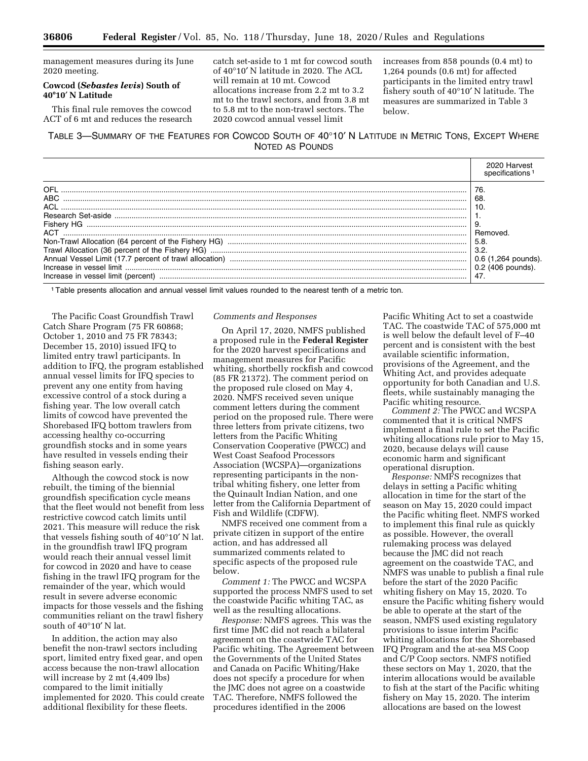management measures during its June 2020 meeting.

**Cowcod (*Sebastes levis*) South of 40°10′ N Latitude**

This final rule removes the cowcod ACT of 6 mt and reduces the research catch set-aside to 1 mt for cowcod south of 40°10′ N latitude in 2020. The ACL will remain at 10 mt. Cowcod allocations increase from 2.2 mt to 3.2 mt to the trawl sectors, and from 3.8 mt to 5.8 mt to the non-trawl sectors. The 2020 cowcod annual vessel limit increases from 858 pounds (0.4 mt) to 1,264 pounds (0.6 mt) for affected participants in the limited entry trawl fishery south of 40°10′ N latitude. The measures are summarized in Table 3 below.

TABLE 3—SUMMARY OF THE FEATURES FOR COWCOD SOUTH OF 40°10′ N LATITUDE IN METRIC TONS, EXCEPT WHERE NOTED AS POUNDS

| | 2020 Harvest specifications [1] |
|---|---|
| OFL | 76. |
| ABC | 68. |
| ACL | 10. |
| Research Set-aside | 1. |
| Fishery HG | 9. |
| ACT | Removed. |
| Non-Trawl Allocation (64 percent of the Fishery HG) | 5.8. |
| Trawl Allocation (36 percent of the Fishery HG) | 3.2. |
| Annual Vessel Limit (17.7 percent of trawl allocation) | 0.6 (1,264 pounds). |
| Increase in vessel limit | 0.2 (406 pounds). |
| Increase in vessel limit (percent) | 47. |

[1] Table presents allocation and annual vessel limit values rounded to the nearest tenth of a metric ton.

The Pacific Coast Groundfish Trawl Catch Share Program (75 FR 60868; October 1, 2010 and 75 FR 78343; December 15, 2010) issued IFQ to limited entry trawl participants. In addition to IFQ, the program established annual vessel limits for IFQ species to prevent any one entity from having excessive control of a stock during a fishing year. The low overall catch limits of cowcod have prevented the Shorebased IFQ bottom trawlers from accessing healthy co-occurring groundfish stocks and in some years have resulted in vessels ending their fishing season early.

Although the cowcod stock is now rebuilt, the timing of the biennial groundfish specification cycle means that the fleet would not benefit from less restrictive cowcod catch limits until 2021. This measure will reduce the risk that vessels fishing south of 40°10′ N lat. in the groundfish trawl IFQ program would reach their annual vessel limit for cowcod in 2020 and have to cease fishing in the trawl IFQ program for the remainder of the year, which would result in severe adverse economic impacts for those vessels and the fishing communities reliant on the trawl fishery south of 40°10′ N lat.

In addition, the action may also benefit the non-trawl sectors including sport, limited entry fixed gear, and open access because the non-trawl allocation will increase by 2 mt (4,409 lbs) compared to the limit initially implemented for 2020. This could create additional flexibility for these fleets.

*Comments and Responses*

On April 17, 2020, NMFS published a proposed rule in the **Federal Register** for the 2020 harvest specifications and management measures for Pacific whiting, shortbelly rockfish and cowcod (85 FR 21372). The comment period on the proposed rule closed on May 4, 2020. NMFS received seven unique comment letters during the comment period on the proposed rule. There were three letters from private citizens, two letters from the Pacific Whiting Conservation Cooperative (PWCC) and West Coast Seafood Processors Association (WCSPA)—organizations representing participants in the non-tribal whiting fishery, one letter from the Quinault Indian Nation, and one letter from the California Department of Fish and Wildlife (CDFW).

NMFS received one comment from a private citizen in support of the entire action, and has addressed all summarized comments related to specific aspects of the proposed rule below.

*Comment 1:* The PWCC and WCSPA supported the process NMFS used to set the coastwide Pacific whiting TAC, as well as the resulting allocations.

*Response:* NMFS agrees. This was the first time JMC did not reach a bilateral agreement on the coastwide TAC for Pacific whiting. The Agreement between the Governments of the United States and Canada on Pacific Whiting/Hake does not specify a procedure for when the JMC does not agree on a coastwide TAC. Therefore, NMFS followed the procedures identified in the 2006 Pacific Whiting Act to set a coastwide TAC. The coastwide TAC of 575,000 mt is well below the default level of F–40 percent and is consistent with the best available scientific information, provisions of the Agreement, and the Whiting Act, and provides adequate opportunity for both Canadian and U.S. fleets, while sustainably managing the Pacific whiting resource.

*Comment 2:* The PWCC and WCSPA commented that it is critical NMFS implement a final rule to set the Pacific whiting allocations rule prior to May 15, 2020, because delays will cause economic harm and significant operational disruption.

*Response:* NMFS recognizes that delays in setting a Pacific whiting allocation in time for the start of the season on May 15, 2020 could impact the Pacific whiting fleet. NMFS worked to implement this final rule as quickly as possible. However, the overall rulemaking process was delayed because the JMC did not reach agreement on the coastwide TAC, and NMFS was unable to publish a final rule before the start of the 2020 Pacific whiting fishery on May 15, 2020. To ensure the Pacific whiting fishery would be able to operate at the start of the season, NMFS used existing regulatory provisions to issue interim Pacific whiting allocations for the Shorebased IFQ Program and the at-sea MS Coop and C/P Coop sectors. NMFS notified these sectors on May 1, 2020, that the interim allocations would be available to fish at the start of the Pacific whiting fishery on May 15, 2020. The interim allocations are based on the lowest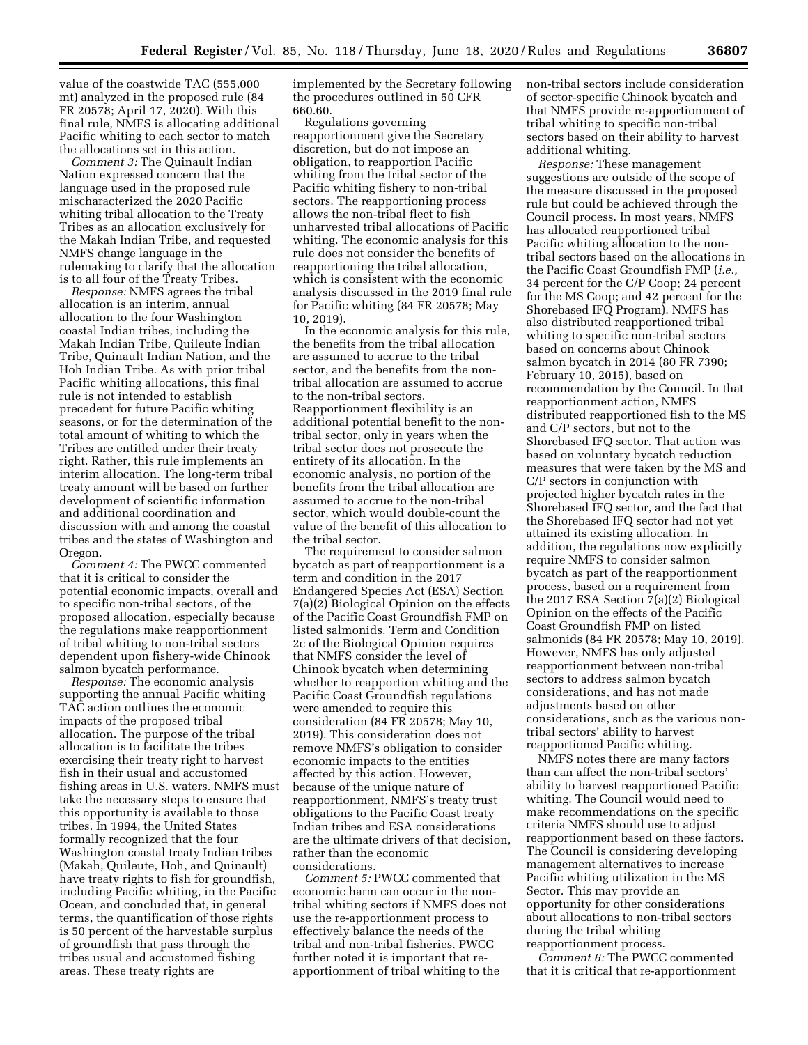value of the coastwide TAC (555,000 mt) analyzed in the proposed rule (84 FR 20578; April 17, 2020). With this final rule, NMFS is allocating additional Pacific whiting to each sector to match the allocations set in this action.

*Comment 3:* The Quinault Indian Nation expressed concern that the language used in the proposed rule mischaracterized the 2020 Pacific whiting tribal allocation to the Treaty Tribes as an allocation exclusively for the Makah Indian Tribe, and requested NMFS change language in the rulemaking to clarify that the allocation is to all four of the Treaty Tribes.

*Response:* NMFS agrees the tribal allocation is an interim, annual allocation to the four Washington coastal Indian tribes, including the Makah Indian Tribe, Quileute Indian Tribe, Quinault Indian Nation, and the Hoh Indian Tribe. As with prior tribal Pacific whiting allocations, this final rule is not intended to establish precedent for future Pacific whiting seasons, or for the determination of the total amount of whiting to which the Tribes are entitled under their treaty right. Rather, this rule implements an interim allocation. The long-term tribal treaty amount will be based on further development of scientific information and additional coordination and discussion with and among the coastal tribes and the states of Washington and Oregon.

*Comment 4:* The PWCC commented that it is critical to consider the potential economic impacts, overall and to specific non-tribal sectors, of the proposed allocation, especially because the regulations make reapportionment of tribal whiting to non-tribal sectors dependent upon fishery-wide Chinook salmon bycatch performance.

*Response:* The economic analysis supporting the annual Pacific whiting TAC action outlines the economic impacts of the proposed tribal allocation. The purpose of the tribal allocation is to facilitate the tribes exercising their treaty right to harvest fish in their usual and accustomed fishing areas in U.S. waters. NMFS must take the necessary steps to ensure that this opportunity is available to those tribes. In 1994, the United States formally recognized that the four Washington coastal treaty Indian tribes (Makah, Quileute, Hoh, and Quinault) have treaty rights to fish for groundfish, including Pacific whiting, in the Pacific Ocean, and concluded that, in general terms, the quantification of those rights is 50 percent of the harvestable surplus of groundfish that pass through the tribes usual and accustomed fishing areas. These treaty rights are implemented by the Secretary following the procedures outlined in 50 CFR 660.60.

Regulations governing reapportionment give the Secretary discretion, but do not impose an obligation, to reapportion Pacific whiting from the tribal sector of the Pacific whiting fishery to non-tribal sectors. The reapportioning process allows the non-tribal fleet to fish unharvested tribal allocations of Pacific whiting. The economic analysis for this rule does not consider the benefits of reapportioning the tribal allocation, which is consistent with the economic analysis discussed in the 2019 final rule for Pacific whiting (84 FR 20578; May 10, 2019).

In the economic analysis for this rule, the benefits from the tribal allocation are assumed to accrue to the tribal sector, and the benefits from the non-tribal allocation are assumed to accrue to the non-tribal sectors. Reapportionment flexibility is an additional potential benefit to the non-tribal sector, only in years when the tribal sector does not prosecute the entirety of its allocation. In the economic analysis, no portion of the benefits from the tribal allocation are assumed to accrue to the non-tribal sector, which would double-count the value of the benefit of this allocation to the tribal sector.

The requirement to consider salmon bycatch as part of reapportionment is a term and condition in the 2017 Endangered Species Act (ESA) Section 7(a)(2) Biological Opinion on the effects of the Pacific Coast Groundfish FMP on listed salmonids. Term and Condition 2c of the Biological Opinion requires that NMFS consider the level of Chinook bycatch when determining whether to reapportion whiting and the Pacific Coast Groundfish regulations were amended to require this consideration (84 FR 20578; May 10, 2019). This consideration does not remove NMFS's obligation to consider economic impacts to the entities affected by this action. However, because of the unique nature of reapportionment, NMFS's treaty trust obligations to the Pacific Coast treaty Indian tribes and ESA considerations are the ultimate drivers of that decision, rather than the economic considerations.

*Comment 5:* PWCC commented that economic harm can occur in the non-tribal whiting sectors if NMFS does not use the re-apportionment process to effectively balance the needs of the tribal and non-tribal fisheries. PWCC further noted it is important that re-apportionment of tribal whiting to the non-tribal sectors include consideration of sector-specific Chinook bycatch and that NMFS provide re-apportionment of tribal whiting to specific non-tribal sectors based on their ability to harvest additional whiting.

*Response:* These management suggestions are outside of the scope of the measure discussed in the proposed rule but could be achieved through the Council process. In most years, NMFS has allocated reapportioned tribal Pacific whiting allocation to the non-tribal sectors based on the allocations in the Pacific Coast Groundfish FMP (*i.e.,* 34 percent for the C/P Coop; 24 percent for the MS Coop; and 42 percent for the Shorebased IFQ Program). NMFS has also distributed reapportioned tribal whiting to specific non-tribal sectors based on concerns about Chinook salmon bycatch in 2014 (80 FR 7390; February 10, 2015), based on recommendation by the Council. In that reapportionment action, NMFS distributed reapportioned fish to the MS and C/P sectors, but not to the Shorebased IFQ sector. That action was based on voluntary bycatch reduction measures that were taken by the MS and C/P sectors in conjunction with projected higher bycatch rates in the Shorebased IFQ sector, and the fact that the Shorebased IFQ sector had not yet attained its existing allocation. In addition, the regulations now explicitly require NMFS to consider salmon bycatch as part of the reapportionment process, based on a requirement from the 2017 ESA Section 7(a)(2) Biological Opinion on the effects of the Pacific Coast Groundfish FMP on listed salmonids (84 FR 20578; May 10, 2019). However, NMFS has only adjusted reapportionment between non-tribal sectors to address salmon bycatch considerations, and has not made adjustments based on other considerations, such as the various non-tribal sectors' ability to harvest reapportioned Pacific whiting.

NMFS notes there are many factors than can affect the non-tribal sectors' ability to harvest reapportioned Pacific whiting. The Council would need to make recommendations on the specific criteria NMFS should use to adjust reapportionment based on these factors. The Council is considering developing management alternatives to increase Pacific whiting utilization in the MS Sector. This may provide an opportunity for other considerations about allocations to non-tribal sectors during the tribal whiting reapportionment process.

*Comment 6:* The PWCC commented that it is critical that re-apportionment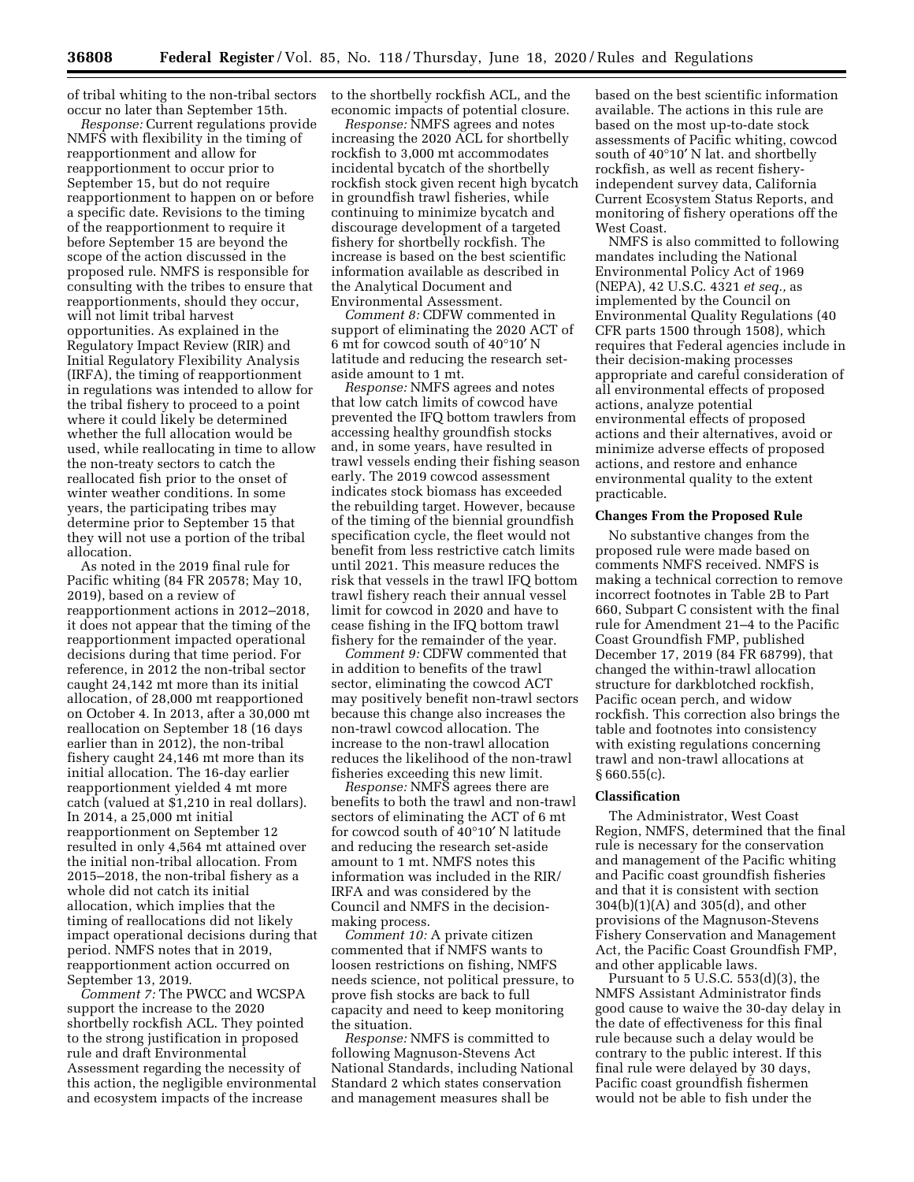of tribal whiting to the non-tribal sectors occur no later than September 15th.

*Response:* Current regulations provide NMFS with flexibility in the timing of reapportionment and allow for reapportionment to occur prior to September 15, but do not require reapportionment to happen on or before a specific date. Revisions to the timing of the reapportionment to require it before September 15 are beyond the scope of the action discussed in the proposed rule. NMFS is responsible for consulting with the tribes to ensure that reapportionments, should they occur, will not limit tribal harvest opportunities. As explained in the Regulatory Impact Review (RIR) and Initial Regulatory Flexibility Analysis (IRFA), the timing of reapportionment in regulations was intended to allow for the tribal fishery to proceed to a point where it could likely be determined whether the full allocation would be used, while reallocating in time to allow the non-treaty sectors to catch the reallocated fish prior to the onset of winter weather conditions. In some years, the participating tribes may determine prior to September 15 that they will not use a portion of the tribal allocation.

As noted in the 2019 final rule for Pacific whiting (84 FR 20578; May 10, 2019), based on a review of reapportionment actions in 2012–2018, it does not appear that the timing of the reapportionment impacted operational decisions during that time period. For reference, in 2012 the non-tribal sector caught 24,142 mt more than its initial allocation, of 28,000 mt reapportioned on October 4. In 2013, after a 30,000 mt reallocation on September 18 (16 days earlier than in 2012), the non-tribal fishery caught 24,146 mt more than its initial allocation. The 16-day earlier reapportionment yielded 4 mt more catch (valued at $1,210 in real dollars). In 2014, a 25,000 mt initial reapportionment on September 12 resulted in only 4,564 mt attained over the initial non-tribal allocation. From 2015–2018, the non-tribal fishery as a whole did not catch its initial allocation, which implies that the timing of reallocations did not likely impact operational decisions during that period. NMFS notes that in 2019, reapportionment action occurred on September 13, 2019.

*Comment 7:* The PWCC and WCSPA support the increase to the 2020 shortbelly rockfish ACL. They pointed to the strong justification in proposed rule and draft Environmental Assessment regarding the necessity of this action, the negligible environmental and ecosystem impacts of the increase to the shortbelly rockfish ACL, and the economic impacts of potential closure.

*Response:* NMFS agrees and notes increasing the 2020 ACL for shortbelly rockfish to 3,000 mt accommodates incidental bycatch of the shortbelly rockfish stock given recent high bycatch in groundfish trawl fisheries, while continuing to minimize bycatch and discourage development of a targeted fishery for shortbelly rockfish. The increase is based on the best scientific information available as described in the Analytical Document and Environmental Assessment.

*Comment 8:* CDFW commented in support of eliminating the 2020 ACT of 6 mt for cowcod south of 40°10′ N latitude and reducing the research set-aside amount to 1 mt.

*Response:* NMFS agrees and notes that low catch limits of cowcod have prevented the IFQ bottom trawlers from accessing healthy groundfish stocks and, in some years, have resulted in trawl vessels ending their fishing season early. The 2019 cowcod assessment indicates stock biomass has exceeded the rebuilding target. However, because of the timing of the biennial groundfish specification cycle, the fleet would not benefit from less restrictive catch limits until 2021. This measure reduces the risk that vessels in the trawl IFQ bottom trawl fishery reach their annual vessel limit for cowcod in 2020 and have to cease fishing in the IFQ bottom trawl fishery for the remainder of the year.

*Comment 9:* CDFW commented that in addition to benefits of the trawl sector, eliminating the cowcod ACT may positively benefit non-trawl sectors because this change also increases the non-trawl cowcod allocation. The increase to the non-trawl allocation reduces the likelihood of the non-trawl fisheries exceeding this new limit.

*Response:* NMFS agrees there are benefits to both the trawl and non-trawl sectors of eliminating the ACT of 6 mt for cowcod south of 40°10′ N latitude and reducing the research set-aside amount to 1 mt. NMFS notes this information was included in the RIR/IRFA and was considered by the Council and NMFS in the decision-making process.

*Comment 10:* A private citizen commented that if NMFS wants to loosen restrictions on fishing, NMFS needs science, not political pressure, to prove fish stocks are back to full capacity and need to keep monitoring the situation.

*Response:* NMFS is committed to following Magnuson-Stevens Act National Standards, including National Standard 2 which states conservation and management measures shall be based on the best scientific information available. The actions in this rule are based on the most up-to-date stock assessments of Pacific whiting, cowcod south of 40°10′ N lat. and shortbelly rockfish, as well as recent fishery-independent survey data, California Current Ecosystem Status Reports, and monitoring of fishery operations off the West Coast.

NMFS is also committed to following mandates including the National Environmental Policy Act of 1969 (NEPA), 42 U.S.C. 4321 *et seq.,* as implemented by the Council on Environmental Quality Regulations (40 CFR parts 1500 through 1508), which requires that Federal agencies include in their decision-making processes appropriate and careful consideration of all environmental effects of proposed actions, analyze potential environmental effects of proposed actions and their alternatives, avoid or minimize adverse effects of proposed actions, and restore and enhance environmental quality to the extent practicable.

**Changes From the Proposed Rule**

No substantive changes from the proposed rule were made based on comments NMFS received. NMFS is making a technical correction to remove incorrect footnotes in Table 2B to Part 660, Subpart C consistent with the final rule for Amendment 21–4 to the Pacific Coast Groundfish FMP, published December 17, 2019 (84 FR 68799), that changed the within-trawl allocation structure for darkblotched rockfish, Pacific ocean perch, and widow rockfish. This correction also brings the table and footnotes into consistency with existing regulations concerning trawl and non-trawl allocations at § 660.55(c).

**Classification**

The Administrator, West Coast Region, NMFS, determined that the final rule is necessary for the conservation and management of the Pacific whiting and Pacific coast groundfish fisheries and that it is consistent with section 304(b)(1)(A) and 305(d), and other provisions of the Magnuson-Stevens Fishery Conservation and Management Act, the Pacific Coast Groundfish FMP, and other applicable laws.

Pursuant to 5 U.S.C. 553(d)(3), the NMFS Assistant Administrator finds good cause to waive the 30-day delay in the date of effectiveness for this final rule because such a delay would be contrary to the public interest. If this final rule were delayed by 30 days, Pacific coast groundfish fishermen would not be able to fish under the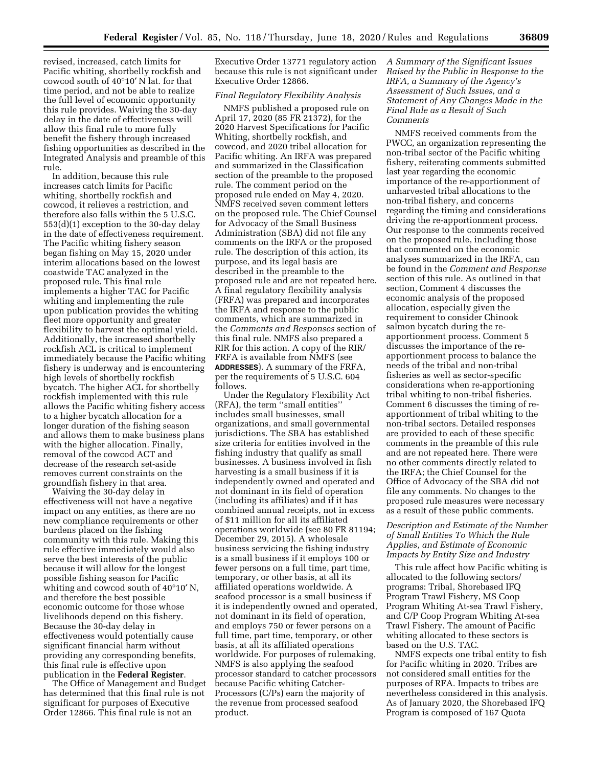revised, increased, catch limits for Pacific whiting, shortbelly rockfish and cowcod south of 40°10′ N lat. for that time period, and not be able to realize the full level of economic opportunity this rule provides. Waiving the 30-day delay in the date of effectiveness will allow this final rule to more fully benefit the fishery through increased fishing opportunities as described in the Integrated Analysis and preamble of this rule.

In addition, because this rule increases catch limits for Pacific whiting, shortbelly rockfish and cowcod, it relieves a restriction, and therefore also falls within the 5 U.S.C. 553(d)(1) exception to the 30-day delay in the date of effectiveness requirement. The Pacific whiting fishery season began fishing on May 15, 2020 under interim allocations based on the lowest coastwide TAC analyzed in the proposed rule. This final rule implements a higher TAC for Pacific whiting and implementing the rule upon publication provides the whiting fleet more opportunity and greater flexibility to harvest the optimal yield. Additionally, the increased shortbelly rockfish ACL is critical to implement immediately because the Pacific whiting fishery is underway and is encountering high levels of shortbelly rockfish bycatch. The higher ACL for shortbelly rockfish implemented with this rule allows the Pacific whiting fishery access to a higher bycatch allocation for a longer duration of the fishing season and allows them to make business plans with the higher allocation. Finally, removal of the cowcod ACT and decrease of the research set-aside removes current constraints on the groundfish fishery in that area.

Waiving the 30-day delay in effectiveness will not have a negative impact on any entities, as there are no new compliance requirements or other burdens placed on the fishing community with this rule. Making this rule effective immediately would also serve the best interests of the public because it will allow for the longest possible fishing season for Pacific whiting and cowcod south of 40°10′ N, and therefore the best possible economic outcome for those whose livelihoods depend on this fishery. Because the 30-day delay in effectiveness would potentially cause significant financial harm without providing any corresponding benefits, this final rule is effective upon publication in the **Federal Register**.

The Office of Management and Budget has determined that this final rule is not significant for purposes of Executive Order 12866. This final rule is not an Executive Order 13771 regulatory action because this rule is not significant under Executive Order 12866.

*Final Regulatory Flexibility Analysis*

NMFS published a proposed rule on April 17, 2020 (85 FR 21372), for the 2020 Harvest Specifications for Pacific Whiting, shortbelly rockfish, and cowcod, and 2020 tribal allocation for Pacific whiting. An IRFA was prepared and summarized in the Classification section of the preamble to the proposed rule. The comment period on the proposed rule ended on May 4, 2020. NMFS received seven comment letters on the proposed rule. The Chief Counsel for Advocacy of the Small Business Administration (SBA) did not file any comments on the IRFA or the proposed rule. The description of this action, its purpose, and its legal basis are described in the preamble to the proposed rule and are not repeated here. A final regulatory flexibility analysis (FRFA) was prepared and incorporates the IRFA and response to the public comments, which are summarized in the *Comments and Responses* section of this final rule. NMFS also prepared a RIR for this action. A copy of the RIR/FRFA is available from NMFS (see **ADDRESSES**). A summary of the FRFA, per the requirements of 5 U.S.C. 604 follows.

Under the Regulatory Flexibility Act (RFA), the term "small entities" includes small businesses, small organizations, and small governmental jurisdictions. The SBA has established size criteria for entities involved in the fishing industry that qualify as small businesses. A business involved in fish harvesting is a small business if it is independently owned and operated and not dominant in its field of operation (including its affiliates) and if it has combined annual receipts, not in excess of $11 million for all its affiliated operations worldwide (see 80 FR 81194; December 29, 2015). A wholesale business servicing the fishing industry is a small business if it employs 100 or fewer persons on a full time, part time, temporary, or other basis, at all its affiliated operations worldwide. A seafood processor is a small business if it is independently owned and operated, not dominant in its field of operation, and employs 750 or fewer persons on a full time, part time, temporary, or other basis, at all its affiliated operations worldwide. For purposes of rulemaking, NMFS is also applying the seafood processor standard to catcher processors because Pacific whiting Catcher-Processors (C/Ps) earn the majority of the revenue from processed seafood product.

*A Summary of the Significant Issues Raised by the Public in Response to the IRFA, a Summary of the Agency's Assessment of Such Issues, and a Statement of Any Changes Made in the Final Rule as a Result of Such Comments*

NMFS received comments from the PWCC, an organization representing the non-tribal sector of the Pacific whiting fishery, reiterating comments submitted last year regarding the economic importance of the re-apportionment of unharvested tribal allocations to the non-tribal fishery, and concerns regarding the timing and considerations driving the re-apportionment process. Our response to the comments received on the proposed rule, including those that commented on the economic analyses summarized in the IRFA, can be found in the *Comment and Response* section of this rule. As outlined in that section, Comment 4 discusses the economic analysis of the proposed allocation, especially given the requirement to consider Chinook salmon bycatch during the re-apportionment process. Comment 5 discusses the importance of the re-apportionment process to balance the needs of the tribal and non-tribal fisheries as well as sector-specific considerations when re-apportioning tribal whiting to non-tribal fisheries. Comment 6 discusses the timing of re-apportionment of tribal whiting to the non-tribal sectors. Detailed responses are provided to each of these specific comments in the preamble of this rule and are not repeated here. There were no other comments directly related to the IRFA; the Chief Counsel for the Office of Advocacy of the SBA did not file any comments. No changes to the proposed rule measures were necessary as a result of these public comments.

*Description and Estimate of the Number of Small Entities To Which the Rule Applies, and Estimate of Economic Impacts by Entity Size and Industry*

This rule affect how Pacific whiting is allocated to the following sectors/programs: Tribal, Shorebased IFQ Program Trawl Fishery, MS Coop Program Whiting At-sea Trawl Fishery, and C/P Coop Program Whiting At-sea Trawl Fishery. The amount of Pacific whiting allocated to these sectors is based on the U.S. TAC.

NMFS expects one tribal entity to fish for Pacific whiting in 2020. Tribes are not considered small entities for the purposes of RFA. Impacts to tribes are nevertheless considered in this analysis. As of January 2020, the Shorebased IFQ Program is composed of 167 Quota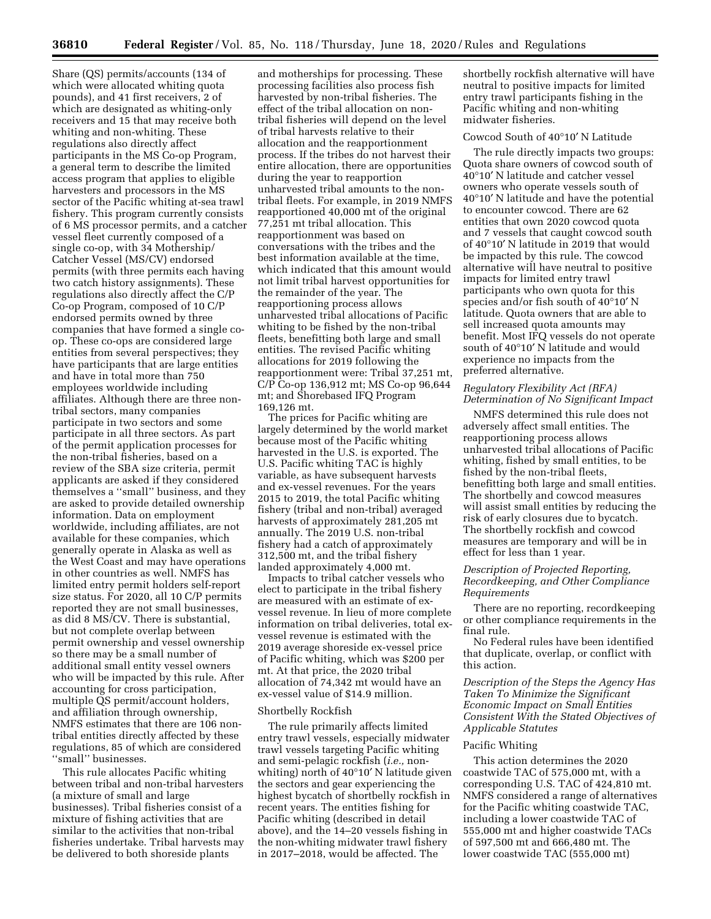Share (QS) permits/accounts (134 of which were allocated whiting quota pounds), and 41 first receivers, 2 of which are designated as whiting-only receivers and 15 that may receive both whiting and non-whiting. These regulations also directly affect participants in the MS Co-op Program, a general term to describe the limited access program that applies to eligible harvesters and processors in the MS sector of the Pacific whiting at-sea trawl fishery. This program currently consists of 6 MS processor permits, and a catcher vessel fleet currently composed of a single co-op, with 34 Mothership/Catcher Vessel (MS/CV) endorsed permits (with three permits each having two catch history assignments). These regulations also directly affect the C/P Co-op Program, composed of 10 C/P endorsed permits owned by three companies that have formed a single co-op. These co-ops are considered large entities from several perspectives; they have participants that are large entities and have in total more than 750 employees worldwide including affiliates. Although there are three non-tribal sectors, many companies participate in two sectors and some participate in all three sectors. As part of the permit application processes for the non-tribal fisheries, based on a review of the SBA size criteria, permit applicants are asked if they considered themselves a ''small'' business, and they are asked to provide detailed ownership information. Data on employment worldwide, including affiliates, are not available for these companies, which generally operate in Alaska as well as the West Coast and may have operations in other countries as well. NMFS has limited entry permit holders self-report size status. For 2020, all 10 C/P permits reported they are not small businesses, as did 8 MS/CV. There is substantial, but not complete overlap between permit ownership and vessel ownership so there may be a small number of additional small entity vessel owners who will be impacted by this rule. After accounting for cross participation, multiple QS permit/account holders, and affiliation through ownership, NMFS estimates that there are 106 non-tribal entities directly affected by these regulations, 85 of which are considered ''small'' businesses.

This rule allocates Pacific whiting between tribal and non-tribal harvesters (a mixture of small and large businesses). Tribal fisheries consist of a mixture of fishing activities that are similar to the activities that non-tribal fisheries undertake. Tribal harvests may be delivered to both shoreside plants and motherships for processing. These processing facilities also process fish harvested by non-tribal fisheries. The effect of the tribal allocation on non-tribal fisheries will depend on the level of tribal harvests relative to their allocation and the reapportionment process. If the tribes do not harvest their entire allocation, there are opportunities during the year to reapportion unharvested tribal amounts to the non-tribal fleets. For example, in 2019 NMFS reapportioned 40,000 mt of the original 77,251 mt tribal allocation. This reapportionment was based on conversations with the tribes and the best information available at the time, which indicated that this amount would not limit tribal harvest opportunities for the remainder of the year. The reapportioning process allows unharvested tribal allocations of Pacific whiting to be fished by the non-tribal fleets, benefitting both large and small entities. The revised Pacific whiting allocations for 2019 following the reapportionment were: Tribal 37,251 mt, C/P Co-op 136,912 mt; MS Co-op 96,644 mt; and Shoreside IFQ Program 169,126 mt.

The prices for Pacific whiting are largely determined by the world market because most of the Pacific whiting harvested in the U.S. is exported. The U.S. Pacific whiting TAC is highly variable, as have subsequent harvests and ex-vessel revenues. For the years 2015 to 2019, the total Pacific whiting fishery (tribal and non-tribal) averaged harvests of approximately 281,205 mt annually. The 2019 U.S. non-tribal fishery had a catch of approximately 312,500 mt, and the tribal fishery landed approximately 4,000 mt.

Impacts to tribal catcher vessels who elect to participate in the tribal fishery are measured with an estimate of ex-vessel revenue. In lieu of more complete information on tribal deliveries, total ex-vessel revenue is estimated with the 2019 average shoreside ex-vessel price of Pacific whiting, which was $200 per mt. At that price, the 2020 tribal allocation of 74,342 mt would have an ex-vessel value of $14.9 million.

Shortbelly Rockfish

The rule primarily affects limited entry trawl vessels, especially midwater trawl vessels targeting Pacific whiting and semi-pelagic rockfish (*i.e.,* non-whiting) north of 40°10′ N latitude given the sectors and gear experiencing the highest bycatch of shortbelly rockfish in recent years. The entities fishing for Pacific whiting (described in detail above), and the 14–20 vessels fishing in the non-whiting midwater trawl fishery in 2017–2018, would be affected. The shortbelly rockfish alternative will have neutral to positive impacts for limited entry trawl participants fishing in the Pacific whiting and non-whiting midwater fisheries.

Cowcod South of 40°10′ N Latitude

The rule directly impacts two groups: Quota share owners of cowcod south of 40°10′ N latitude and catcher vessel owners who operate vessels south of 40°10′ N latitude and have the potential to encounter cowcod. There are 62 entities that own 2020 cowcod quota and 7 vessels that caught cowcod south of 40°10′ N latitude in 2019 that would be impacted by this rule. The cowcod alternative will have neutral to positive impacts for limited entry trawl participants who own quota for this species and/or fish south of 40°10′ N latitude. Quota owners that are able to sell increased quota amounts may benefit. Most IFQ vessels do not operate south of 40°10′ N latitude and would experience no impacts from the preferred alternative.

*Regulatory Flexibility Act (RFA) Determination of No Significant Impact*

NMFS determined this rule does not adversely affect small entities. The reapportioning process allows unharvested tribal allocations of Pacific whiting, fished by small entities, to be fished by the non-tribal fleets, benefitting both large and small entities. The shortbelly and cowcod measures will assist small entities by reducing the risk of early closures due to bycatch. The shortbelly rockfish and cowcod measures are temporary and will be in effect for less than 1 year.

*Description of Projected Reporting, Recordkeeping, and Other Compliance Requirements*

There are no reporting, recordkeeping or other compliance requirements in the final rule.

No Federal rules have been identified that duplicate, overlap, or conflict with this action.

*Description of the Steps the Agency Has Taken To Minimize the Significant Economic Impact on Small Entities Consistent With the Stated Objectives of Applicable Statutes*

Pacific Whiting

This action determines the 2020 coastwide TAC of 575,000 mt, with a corresponding U.S. TAC of 424,810 mt. NMFS considered a range of alternatives for the Pacific whiting coastwide TAC, including a lower coastwide TAC of 555,000 mt and higher coastwide TACs of 597,500 mt and 666,480 mt. The lower coastwide TAC (555,000 mt)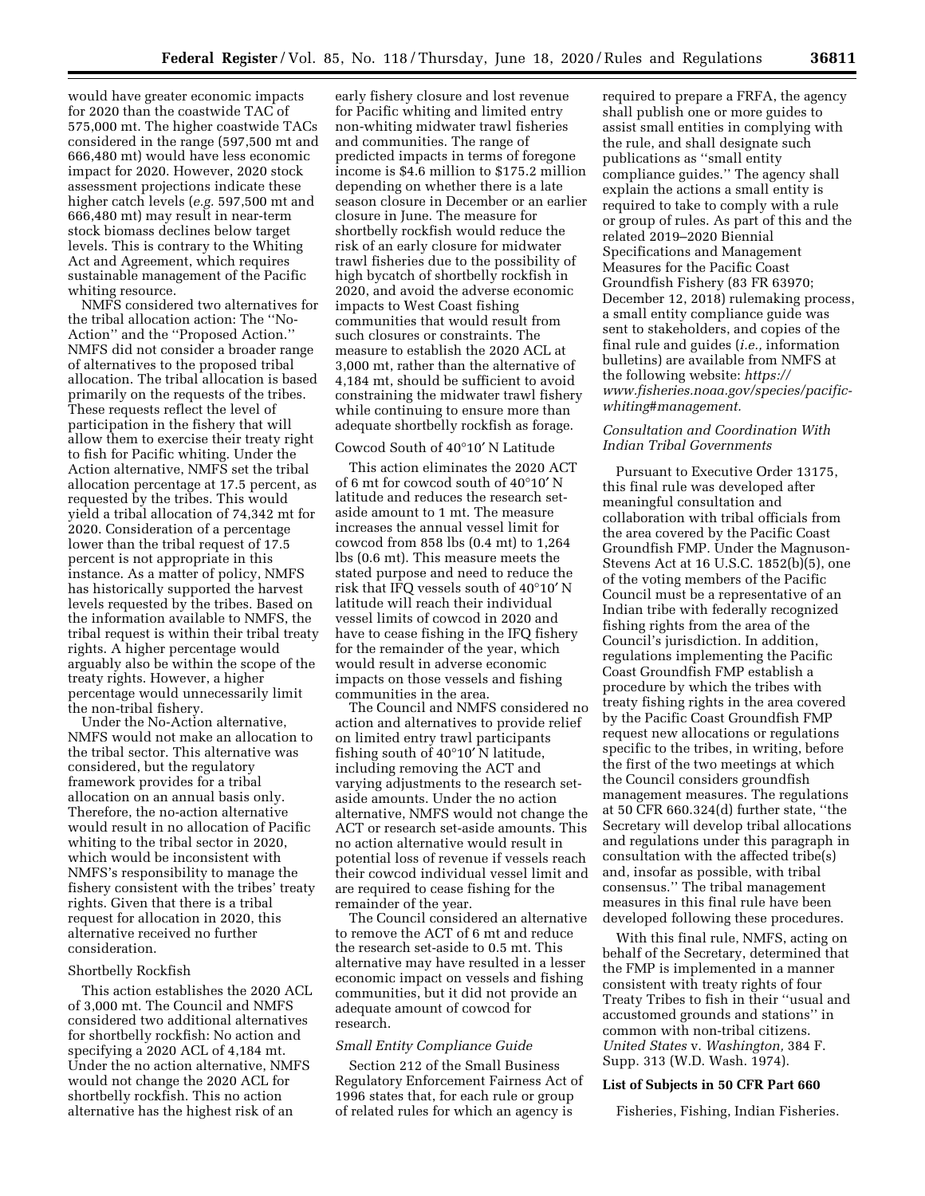would have greater economic impacts for 2020 than the coastwide TAC of 575,000 mt. The higher coastwide TACs considered in the range (597,500 mt and 666,480 mt) would have less economic impact for 2020. However, 2020 stock assessment projections indicate these higher catch levels (*e.g.* 597,500 mt and 666,480 mt) may result in near-term stock biomass declines below target levels. This is contrary to the Whiting Act and Agreement, which requires sustainable management of the Pacific whiting resource.

NMFS considered two alternatives for the tribal allocation action: The ''No-Action'' and the ''Proposed Action.'' NMFS did not consider a broader range of alternatives to the proposed tribal allocation. The tribal allocation is based primarily on the requests of the tribes. These requests reflect the level of participation in the fishery that will allow them to exercise their treaty right to fish for Pacific whiting. Under the Action alternative, NMFS set the tribal allocation percentage at 17.5 percent, as requested by the tribes. This would yield a tribal allocation of 74,342 mt for 2020. Consideration of a percentage lower than the tribal request of 17.5 percent is not appropriate in this instance. As a matter of policy, NMFS has historically supported the harvest levels requested by the tribes. Based on the information available to NMFS, the tribal request is within their tribal treaty rights. A higher percentage would arguably also be within the scope of the treaty rights. However, a higher percentage would unnecessarily limit the non-tribal fishery.

Under the No-Action alternative, NMFS would not make an allocation to the tribal sector. This alternative was considered, but the regulatory framework provides for a tribal allocation on an annual basis only. Therefore, the no-action alternative would result in no allocation of Pacific whiting to the tribal sector in 2020, which would be inconsistent with NMFS's responsibility to manage the fishery consistent with the tribes' treaty rights. Given that there is a tribal request for allocation in 2020, this alternative received no further consideration.

Shortbelly Rockfish

This action establishes the 2020 ACL of 3,000 mt. The Council and NMFS considered two additional alternatives for shortbelly rockfish: No action and specifying a 2020 ACL of 4,184 mt. Under the no action alternative, NMFS would not change the 2020 ACL for shortbelly rockfish. This no action alternative has the highest risk of an early fishery closure and lost revenue for Pacific whiting and limited entry non-whiting midwater trawl fisheries and communities. The range of predicted impacts in terms of foregone income is $4.6 million to $175.2 million depending on whether there is a late season closure in December or an earlier closure in June. The measure for shortbelly rockfish would reduce the risk of an early closure for midwater trawl fisheries due to the possibility of high bycatch of shortbelly rockfish in 2020, and avoid the adverse economic impacts to West Coast fishing communities that would result from such closures or constraints. The measure to establish the 2020 ACL at 3,000 mt, rather than the alternative of 4,184 mt, should be sufficient to avoid constraining the midwater trawl fishery while continuing to ensure more than adequate shortbelly rockfish as forage.

Cowcod South of 40°10′ N Latitude

This action eliminates the 2020 ACT of 6 mt for cowcod south of 40°10′ N latitude and reduces the research set-aside amount to 1 mt. The measure increases the annual vessel limit for cowcod from 858 lbs (0.4 mt) to 1,264 lbs (0.6 mt). This measure meets the stated purpose and need to reduce the risk that IFQ vessels south of 40°10′ N latitude will reach their individual vessel limits of cowcod in 2020 and have to cease fishing in the IFQ fishery for the remainder of the year, which would result in adverse economic impacts on those vessels and fishing communities in the area.

The Council and NMFS considered no action and alternatives to provide relief on limited entry trawl participants fishing south of 40°10′ N latitude, including removing the ACT and varying adjustments to the research set-aside amounts. Under the no action alternative, NMFS would not change the ACT or research set-aside amounts. This no action alternative would result in potential loss of revenue if vessels reach their cowcod individual vessel limit and are required to cease fishing for the remainder of the year.

The Council considered an alternative to remove the ACT of 6 mt and reduce the research set-aside to 0.5 mt. This alternative may have resulted in a lesser economic impact on vessels and fishing communities, but it did not provide an adequate amount of cowcod for research.

*Small Entity Compliance Guide*

Section 212 of the Small Business Regulatory Enforcement Fairness Act of 1996 states that, for each rule or group of related rules for which an agency is required to prepare a FRFA, the agency shall publish one or more guides to assist small entities in complying with the rule, and shall designate such publications as ''small entity compliance guides.'' The agency shall explain the actions a small entity is required to take to comply with a rule or group of rules. As part of this and the related 2019–2020 Biennial Specifications and Management Measures for the Pacific Coast Groundfish Fishery (83 FR 63970; December 12, 2018) rulemaking process, a small entity compliance guide was sent to stakeholders, and copies of the final rule and guides (*i.e.,* information bulletins) are available from NMFS at the following website: *https://www.fisheries.noaa.gov/species/pacific-whiting#management.*

*Consultation and Coordination With Indian Tribal Governments*

Pursuant to Executive Order 13175, this final rule was developed after meaningful consultation and collaboration with tribal officials from the area covered by the Pacific Coast Groundfish FMP. Under the Magnuson-Stevens Act at 16 U.S.C. 1852(b)(5), one of the voting members of the Pacific Council must be a representative of an Indian tribe with federally recognized fishing rights from the area of the Council's jurisdiction. In addition, regulations implementing the Pacific Coast Groundfish FMP establish a procedure by which the tribes with treaty fishing rights in the area covered by the Pacific Coast Groundfish FMP request new allocations or regulations specific to the tribes, in writing, before the first of the two meetings at which the Council considers groundfish management measures. The regulations at 50 CFR 660.324(d) further state, ''the Secretary will develop tribal allocations and regulations under this paragraph in consultation with the affected tribe(s) and, insofar as possible, with tribal consensus.'' The tribal management measures in this final rule have been developed following these procedures.

With this final rule, NMFS, acting on behalf of the Secretary, determined that the FMP is implemented in a manner consistent with treaty rights of four Treaty Tribes to fish in their ''usual and accustomed grounds and stations'' in common with non-tribal citizens. *United States* v. *Washington,* 384 F. Supp. 313 (W.D. Wash. 1974).

**List of Subjects in 50 CFR Part 660**

Fisheries, Fishing, Indian Fisheries.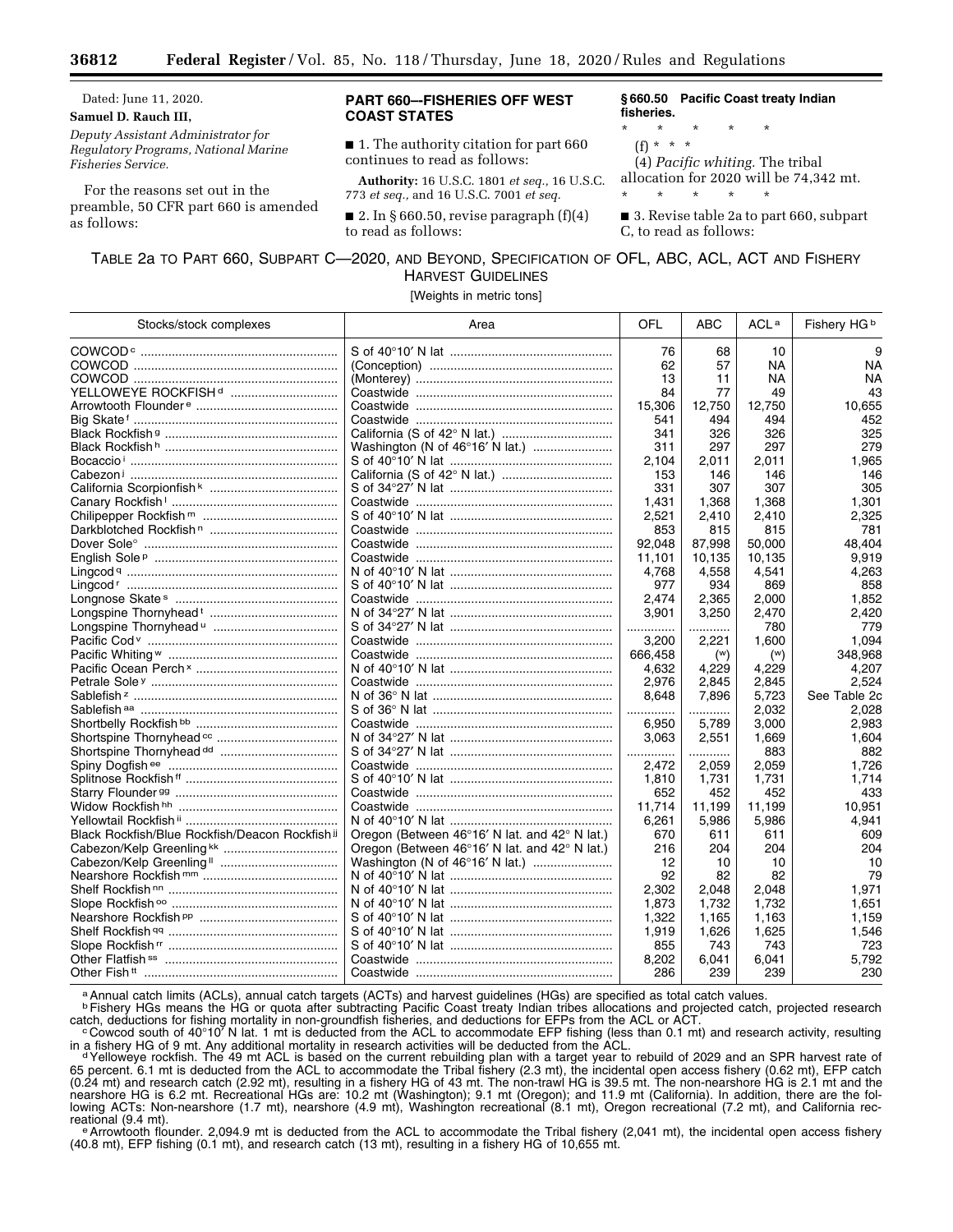Dated: June 11, 2020.

**Samuel D. Rauch III,**

*Deputy Assistant Administrator for Regulatory Programs, National Marine Fisheries Service.*

For the reasons set out in the preamble, 50 CFR part 660 is amended as follows:

## PART 660—FISHERIES OFF WEST COAST STATES

■ 1. The authority citation for part 660 continues to read as follows:

**Authority:** 16 U.S.C. 1801 *et seq.,* 16 U.S.C. 773 *et seq.,* and 16 U.S.C. 7001 *et seq.*

■ 2. In § 660.50, revise paragraph (f)(4) to read as follows:

### § 660.50 Pacific Coast treaty Indian fisheries.

\* \* \* \* \*

(f) \* \* \*

(4) *Pacific whiting.* The tribal allocation for 2020 will be 74,342 mt.

\* \* \* \* \*

■ 3. Revise table 2a to part 660, subpart C, to read as follows:

TABLE 2a TO PART 660, SUBPART C—2020, AND BEYOND, SPECIFICATION OF OFL, ABC, ACL, ACT AND FISHERY HARVEST GUIDELINES

[Weights in metric tons]

| Stocks/stock complexes | Area | OFL | ABC | ACL[a] | Fishery HG[b] |
|---|---|---|---|---|---|
| COWCOD[c] | S of 40°10′ N lat | 76 | 68 | 10 | 9 |
| COWCOD | (Conception) | 62 | 57 | NA | NA |
| COWCOD | (Monterey) | 13 | 11 | NA | NA |
| YELLOWEYE ROCKFISH[d] | Coastwide | 84 | 77 | 49 | 43 |
| Arrowtooth Flounder[e] | Coastwide | 15,306 | 12,750 | 12,750 | 10,655 |
| Big Skate[f] | Coastwide | 541 | 494 | 494 | 452 |
| Black Rockfish[g] | California (S of 42° N lat.) | 341 | 326 | 326 | 325 |
| Black Rockfish[h] | Washington (N of 46°16′ N lat.) | 311 | 297 | 297 | 279 |
| Bocaccio[i] | S of 40°10′ N lat | 2,104 | 2,011 | 2,011 | 1,965 |
| Cabezon[j] | California (S of 42° N lat.) | 153 | 146 | 146 | 146 |
| California Scorpionfish[k] | S of 34°27′ N lat | 331 | 307 | 307 | 305 |
| Canary Rockfish[l] | Coastwide | 1,431 | 1,368 | 1,368 | 1,301 |
| Chilipepper Rockfish[m] | S of 40°10′ N lat | 2,521 | 2,410 | 2,410 | 2,325 |
| Darkblotched Rockfish[n] | Coastwide | 853 | 815 | 815 | 781 |
| Dover Sole[o] | Coastwide | 92,048 | 87,998 | 50,000 | 48,404 |
| English Sole[p] | Coastwide | 11,101 | 10,135 | 10,135 | 9,919 |
| Lingcod[q] | N of 40°10′ N lat | 4,768 | 4,558 | 4,541 | 4,263 |
| Lingcod[r] | S of 40°10′ N lat | 977 | 934 | 869 | 858 |
| Longnose Skate[s] | Coastwide | 2,474 | 2,365 | 2,000 | 1,852 |
| Longspine Thornyhead[t] | N of 34°27′ N lat | 3,901 | 3,250 | 2,470 | 2,420 |
| Longspine Thornyhead[u] | S of 34°27′ N lat | ............ | ............ | 780 | 779 |
| Pacific Cod[v] | Coastwide | 3,200 | 2,221 | 1,600 | 1,094 |
| Pacific Whiting[w] | Coastwide | 666,458 | (w) | (w) | 348,968 |
| Pacific Ocean Perch[x] | N of 40°10′ N lat | 4,632 | 4,229 | 4,229 | 4,207 |
| Petrale Sole[y] | Coastwide | 2,976 | 2,845 | 2,845 | 2,524 |
| Sablefish[z] | N of 36° N lat | 8,648 | 7,896 | 5,723 | See Table 2c |
| Sablefish[aa] | S of 36° N lat | ............ | ............ | 2,032 | 2,028 |
| Shortbelly Rockfish[bb] | Coastwide | 6,950 | 5,789 | 3,000 | 2,983 |
| Shortspine Thornyhead[cc] | N of 34°27′ N lat | 3,063 | 2,551 | 1,669 | 1,604 |
| Shortspine Thornyhead[dd] | S of 34°27′ N lat | ............ | ............ | 883 | 882 |
| Spiny Dogfish[ee] | Coastwide | 2,472 | 2,059 | 2,059 | 1,726 |
| Splitnose Rockfish[ff] | S of 40°10′ N lat | 1,810 | 1,731 | 1,731 | 1,714 |
| Starry Flounder[gg] | Coastwide | 652 | 452 | 452 | 433 |
| Widow Rockfish[hh] | Coastwide | 11,714 | 11,199 | 11,199 | 10,951 |
| Yellowtail Rockfish[ii] | N of 40°10′ N lat | 6,261 | 5,986 | 5,986 | 4,941 |
| Black Rockfish/Blue Rockfish/Deacon Rockfish[jj] | Oregon (Between 46°16′ N lat. and 42° N lat.) | 670 | 611 | 611 | 609 |
| Cabezon/Kelp Greenling[kk] | Oregon (Between 46°16′ N lat. and 42° N lat.) | 216 | 204 | 204 | 204 |
| Cabezon/Kelp Greenling[ll] | Washington (N of 46°16′ N lat.) | 12 | 10 | 10 | 10 |
| Nearshore Rockfish[mm] | N of 40°10′ N lat | 92 | 82 | 82 | 79 |
| Shelf Rockfish[nn] | N of 40°10′ N lat | 2,302 | 2,048 | 2,048 | 1,971 |
| Slope Rockfish[oo] | N of 40°10′ N lat | 1,873 | 1,732 | 1,732 | 1,651 |
| Nearshore Rockfish[pp] | S of 40°10′ N lat | 1,322 | 1,165 | 1,163 | 1,159 |
| Shelf Rockfish[qq] | S of 40°10′ N lat | 1,919 | 1,626 | 1,625 | 1,546 |
| Slope Rockfish[rr] | S of 40°10′ N lat | 855 | 743 | 743 | 723 |
| Other Flatfish[ss] | Coastwide | 8,202 | 6,041 | 6,041 | 5,792 |
| Other Fish[tt] | Coastwide | 286 | 239 | 239 | 230 |

[a] Annual catch limits (ACLs), annual catch targets (ACTs) and harvest guidelines (HGs) are specified as total catch values.

[b] Fishery HGs means the HG or quota after subtracting Pacific Coast treaty Indian tribes allocations and projected catch, projected research catch, deductions for fishing mortality in non-groundfish fisheries, and deductions for EFPs from the ACL or ACT.

[c] Cowcod south of 40°10′ N lat. 1 mt is deducted from the ACL to accommodate EFP fishing (less than 0.1 mt) and research activity, resulting in a fishery HG of 9 mt. Any additional mortality in research activities will be deducted from the ACL.

[d] Yelloweye rockfish. The 49 mt ACL is based on the current rebuilding plan with a target year to rebuild of 2029 and an SPR harvest rate of 65 percent. 6.1 mt is deducted from the ACL to accommodate the Tribal fishery (2.3 mt), the incidental open access fishery (0.62 mt), EFP catch (0.24 mt) and research catch (2.92 mt), resulting in a fishery HG of 43 mt. The non-trawl HG is 39.5 mt. The non-nearshore HG is 2.1 mt and the nearshore HG is 6.2 mt. Recreational HGs are: 10.2 mt (Washington); 9.1 mt (Oregon); and 11.9 mt (California). In addition, there are the following ACTs: Non-nearshore (1.7 mt), nearshore (4.9 mt), Washington recreational (8.1 mt), Oregon recreational (7.2 mt), and California recreational (9.4 mt).

[e] Arrowtooth flounder. 2,094.9 mt is deducted from the ACL to accommodate the Tribal fishery (2,041 mt), the incidental open access fishery (40.8 mt), EFP fishing (0.1 mt), and research catch (13 mt), resulting in a fishery HG of 10,655 mt.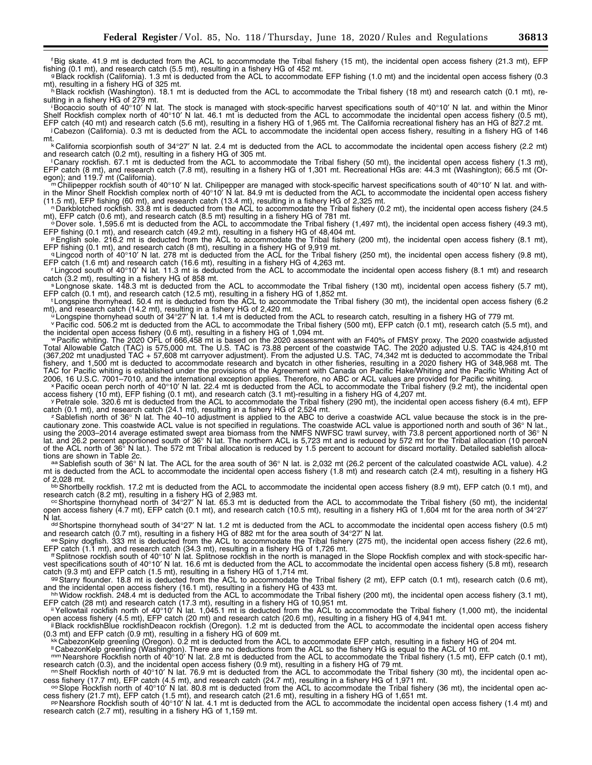[f] Big skate. 41.9 mt is deducted from the ACL to accommodate the Tribal fishery (15 mt), the incidental open access fishery (21.3 mt), EFP fishing (0.1 mt), and research catch (5.5 mt), resulting in a fishery HG of 452 mt.

[g] Black rockfish (California). 1.3 mt is deducted from the ACL to accommodate EFP fishing (1.0 mt) and the incidental open access fishery (0.3 mt), resulting in a fishery HG of 325 mt.

[h] Black rockfish (Washington). 18.1 mt is deducted from the ACL to accommodate the Tribal fishery (18 mt) and research catch (0.1 mt), resulting in a fishery HG of 279 mt.

[i] Bocaccio south of 40°10′ N lat. The stock is managed with stock-specific harvest specifications south of 40°10′ N lat. and within the Minor Shelf Rockfish complex north of 40°10′ N lat. 46.1 mt is deducted from the ACL to accommodate the incidental open access fishery (0.5 mt), EFP catch (40 mt) and research catch (5.6 mt), resulting in a fishery HG of 1,965 mt. The California recreational fishery has an HG of 827.2 mt.

[j] Cabezon (California). 0.3 mt is deducted from the ACL to accommodate the incidental open access fishery, resulting in a fishery HG of 146 mt.

[k] California scorpionfish south of 34°27′ N lat. 2.4 mt is deducted from the ACL to accommodate the incidental open access fishery (2.2 mt) and research catch (0.2 mt), resulting in a fishery HG of 305 mt.

[l] Canary rockfish. 67.1 mt is deducted from the ACL to accommodate the Tribal fishery (50 mt), the incidental open access fishery (1.3 mt), EFP catch (8 mt), and research catch (7.8 mt), resulting in a fishery HG of 1,301 mt. Recreational HGs are: 44.3 mt (Washington); 66.5 mt (Oregon); and 119.7 mt (California).

[m] Chilipepper rockfish south of 40°10′ N lat. Chilipepper are managed with stock-specific harvest specifications south of 40°10′ N lat. and within the Minor Shelf Rockfish complex north of 40°10′ N lat. 84.9 mt is deducted from the ACL to accommodate the incidental open access fishery (11.5 mt), EFP fishing (60 mt), and research catch (13.4 mt), resulting in a fishery HG of 2,325 mt.

[n] Darkblotched rockfish. 33.8 mt is deducted from the ACL to accommodate the Tribal fishery (0.2 mt), the incidental open access fishery (24.5 mt), EFP catch (0.6 mt), and research catch (8.5 mt) resulting in a fishery HG of 781 mt.

[o] Dover sole. 1,595.6 mt is deducted from the ACL to accommodate the Tribal fishery (1,497 mt), the incidental open access fishery (49.3 mt), EFP fishing (0.1 mt), and research catch (49.2 mt), resulting in a fishery HG of 48,404 mt.

[p] English sole. 216.2 mt is deducted from the ACL to accommodate the Tribal fishery (200 mt), the incidental open access fishery (8.1 mt), EFP fishing (0.1 mt), and research catch (8 mt), resulting in a fishery HG of 9,919 mt.

[q] Lingcod north of 40°10′ N lat. 278 mt is deducted from the ACL for the Tribal fishery (250 mt), the incidental open access fishery (9.8 mt), EFP catch (1.6 mt) and research catch (16.6 mt), resulting in a fishery HG of 4,263 mt.

[r] Lingcod south of 40°10′ N lat. 11.3 mt is deducted from the ACL to accommodate the incidental open access fishery (8.1 mt) and research catch (3.2 mt), resulting in a fishery HG of 858 mt.

[s] Longnose skate. 148.3 mt is deducted from the ACL to accommodate the Tribal fishery (130 mt), incidental open access fishery (5.7 mt), EFP catch (0.1 mt), and research catch (12.5 mt), resulting in a fishery HG of 1,852 mt.

[t] Longspine thornyhead. 50.4 mt is deducted from the ACL to accommodate the Tribal fishery (30 mt), the incidental open access fishery (6.2 mt), and research catch (14.2 mt), resulting in a fishery HG of 2,420 mt.

[u] Longspine thornyhead south of 34°27′ N lat. 1.4 mt is deducted from the ACL to research catch, resulting in a fishery HG of 779 mt.

[v] Pacific cod. 506.2 mt is deducted from the ACL to accommodate the Tribal fishery (500 mt), EFP catch (0.1 mt), research catch (5.5 mt), and the incidental open access fishery (0.6 mt), resulting in a fishery HG of 1,094 mt.

[w] Pacific whiting. The 2020 OFL of 666,458 mt is based on the 2020 assessment with an F40% of FMSY proxy. The 2020 coastwide adjusted Total Allowable Catch (TAC) is 575,000 mt. The U.S. TAC is 73.88 percent of the coastwide TAC. The 2020 adjusted U.S. TAC is 424,810 mt (367,202 mt unadjusted TAC + 57,608 mt carryover adjustment). From the adjusted U.S. TAC, 74,342 mt is deducted to accommodate the Tribal fishery, and 1,500 mt is deducted to accommodate research and bycatch in other fisheries, resulting in a 2020 fishery HG of 348,968 mt. The TAC for Pacific whiting is established under the provisions of the Agreement with Canada on Pacific Hake/Whiting and the Pacific Whiting Act of 2006, 16 U.S.C. 7001–7010, and the international exception applies. Therefore, no ABC or ACL values are provided for Pacific whiting.

[x] Pacific ocean perch north of 40°10′ N lat. 22.4 mt is deducted from the ACL to accommodate the Tribal fishery (9.2 mt), the incidental open access fishery (10 mt), EFP fishing (0.1 mt), and research catch (3.1 mt)-resulting in a fishery HG of 4,207 mt.

[y] Petrale sole. 320.6 mt is deducted from the ACL to accommodate the Tribal fishery (290 mt), the incidental open access fishery (6.4 mt), EFP catch (0.1 mt), and research catch (24.1 mt), resulting in a fishery HG of 2,524 mt.

[z] Sablefish north of 36° N lat. The 40–10 adjustment is applied to the ABC to derive a coastwide ACL value because the stock is in the precautionary zone. This coastwide ACL value is not specified in regulations. The coastwide ACL value is apportioned north and south of 36° N lat., using the 2003–2014 average estimated swept area biomass from the NMFS NWFSC trawl survey, with 73.8 percent apportioned north of 36° N lat. and 26.2 percent apportioned south of 36° N lat. The northern ACL is 5,723 mt and is reduced by 572 mt for the Tribal allocation (10 perceN of the ACL north of 36° N lat.). The 572 mt Tribal allocation is reduced by 1.5 percent to account for discard mortality. Detailed sablefish allocations are shown in Table 2c.

[aa] Sablefish south of 36° N lat. The ACL for the area south of 36° N lat. is 2,032 mt (26.2 percent of the calculated coastwide ACL value). 4.2 mt is deducted from the ACL to accommodate the incidental open access fishery (1.8 mt) and research catch (2.4 mt), resulting in a fishery HG of 2,028 mt.

[bb] Shortbelly rockfish. 17.2 mt is deducted from the ACL to accommodate the incidental open access fishery (8.9 mt), EFP catch (0.1 mt), and research catch (8.2 mt), resulting in a fishery HG of 2,983 mt.

[cc] Shortspine thornyhead north of 34°27′ N lat. 65.3 mt is deducted from the ACL to accommodate the Tribal fishery (50 mt), the incidental open access fishery (4.7 mt), EFP catch (0.1 mt), and research catch (10.5 mt), resulting in a fishery HG of 1,604 mt for the area north of 34°27′ N lat.

[dd] Shortspine thornyhead south of 34°27′ N lat. 1.2 mt is deducted from the ACL to accommodate the incidental open access fishery (0.5 mt) and research catch (0.7 mt), resulting in a fishery HG of 882 mt for the area south of 34°27′ N lat.

[ee] Spiny dogfish. 333 mt is deducted from the ACL to accommodate the Tribal fishery (275 mt), the incidental open access fishery (22.6 mt), EFP catch (1.1 mt), and research catch (34.3 mt), resulting in a fishery HG of 1,726 mt.

[ff] Splitnose rockfish south of 40°10′ N lat. Splitnose rockfish in the north is managed in the Slope Rockfish complex and with stock-specific harvest specifications south of 40°10′ N lat. 16.6 mt is deducted from the ACL to accommodate the incidental open access fishery (5.8 mt), research catch (9.3 mt) and EFP catch (1.5 mt), resulting in a fishery HG of 1,714 mt.

[gg] Starry flounder. 18.8 mt is deducted from the ACL to accommodate the Tribal fishery (2 mt), EFP catch (0.1 mt), research catch (0.6 mt), and the incidental open access fishery (16.1 mt), resulting in a fishery HG of 433 mt.

[hh] Widow rockfish. 248.4 mt is deducted from the ACL to accommodate the Tribal fishery (200 mt), the incidental open access fishery (3.1 mt), EFP catch (28 mt) and research catch (17.3 mt), resulting in a fishery HG of 10,951 mt.

[ii] Yellowtail rockfish north of 40°10′ N lat. 1,045.1 mt is deducted from the ACL to accommodate the Tribal fishery (1,000 mt), the incidental open access fishery (4.5 mt), EFP catch (20 mt) and research catch (20.6 mt), resulting in a fishery HG of 4,941 mt.

[jj] Black rockfishBlue rockfishDeacon rockfish (Oregon). 1.2 mt is deducted from the ACL to accommodate the incidental open access fishery (0.3 mt) and EFP catch (0.9 mt), resulting in a fishery HG of 609 mt.

[kk] CabezonKelp greenling (Oregon). 0.2 mt is deducted from the ACL to accommodate EFP catch, resulting in a fishery HG of 204 mt.

[ll] CabezonKelp greenling (Washington). There are no deductions from the ACL so the fishery HG is equal to the ACL of 10 mt.

[mm] Nearshore Rockfish north of 40°10′ N lat. 2.8 mt is deducted from the ACL to accommodate the Tribal fishery (1.5 mt), EFP catch (0.1 mt), research catch (0.3), and the incidental open access fishery (0.9 mt), resulting in a fishery HG of 79 mt.

[nn] Shelf Rockfish north of 40°10′ N lat. 76.9 mt is deducted from the ACL to accommodate the Tribal fishery (30 mt), the incidental open access fishery (17.7 mt), EFP catch (4.5 mt), and research catch (24.7 mt), resulting in a fishery HG of 1,971 mt.

[oo] Slope Rockfish north of 40°10′ N lat. 80.8 mt is deducted from the ACL to accommodate the Tribal fishery (36 mt), the incidental open access fishery (21.7 mt), EFP catch (1.5 mt), and research catch (21.6 mt), resulting in a fishery HG of 1,651 mt.

[pp] Nearshore Rockfish south of 40°10′ N lat. 4.1 mt is deducted from the ACL to accommodate the incidental open access fishery (1.4 mt) and research catch (2.7 mt), resulting in a fishery HG of 1,159 mt.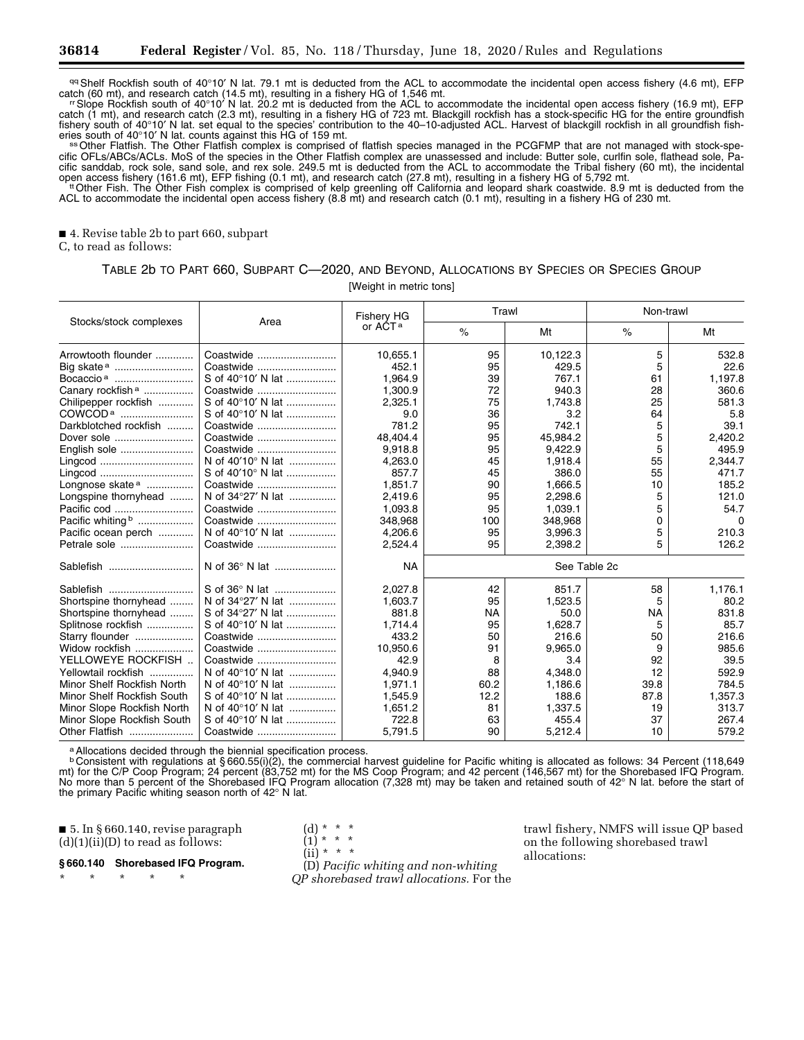[qq] Shelf Rockfish south of 40°10′ N lat. 79.1 mt is deducted from the ACL to accommodate the incidental open access fishery (4.6 mt), EFP catch (60 mt), and research catch (14.5 mt), resulting in a fishery HG of 1,546 mt.

[rr] Slope Rockfish south of 40°10′ N lat. 20.2 mt is deducted from the ACL to accommodate the incidental open access fishery (16.9 mt), EFP catch (1 mt), and research catch (2.3 mt), resulting in a fishery HG of 723 mt. Blackgill rockfish has a stock-specific HG for the entire groundfish fishery south of 40°10′ N lat. set equal to the species' contribution to the 40–10-adjusted ACL. Harvest of blackgill rockfish in all groundfish fisheries south of 40°10′ N lat. counts against this HG of 159 mt.

[ss] Other Flatfish. The Other Flatfish complex is comprised of flatfish species managed in the PCGFMP that are not managed with stock-specific OFLs/ABCs/ACLs. MoS of the species in the Other Flatfish complex are unassessed and include: Butter sole, curlfin sole, flathead sole, Pacific sanddab, rock sole, sand sole, and rex sole. 249.5 mt is deducted from the ACL to accommodate the Tribal fishery (60 mt), the incidental open access fishery (161.6 mt), EFP fishing (0.1 mt), and research catch (27.8 mt), resulting in a fishery HG of 5,792 mt.

[tt] Other Fish. The Other Fish complex is comprised of kelp greenling off California and leopard shark coastwide. 8.9 mt is deducted from the ACL to accommodate the incidental open access fishery (8.8 mt) and research catch (0.1 mt), resulting in a fishery HG of 230 mt.

■ 4. Revise table 2b to part 660, subpart C, to read as follows:

TABLE 2b TO PART 660, SUBPART C—2020, AND BEYOND, ALLOCATIONS BY SPECIES OR SPECIES GROUP

[Weight in metric tons]

| Stocks/stock complexes | Area | Fishery HG or ACT [a] | Trawl | | Non-trawl | |
|---|---|---|---|---|---|---|
| | | | % | Mt | % | Mt |
| Arrowtooth flounder | Coastwide | 10,655.1 | 95 | 10,122.3 | 5 | 532.8 |
| Big skate [a] | Coastwide | 452.1 | 95 | 429.5 | 5 | 22.6 |
| Bocaccio [a] | S of 40°10′ N lat | 1,964.9 | 39 | 767.1 | 61 | 1,197.8 |
| Canary rockfish [a] | Coastwide | 1,300.9 | 72 | 940.3 | 28 | 360.6 |
| Chilipepper rockfish | S of 40°10′ N lat | 2,325.1 | 75 | 1,743.8 | 25 | 581.3 |
| COWCOD [a] | S of 40°10′ N lat | 9.0 | 36 | 3.2 | 64 | 5.8 |
| Darkblotched rockfish | Coastwide | 781.2 | 95 | 742.1 | 5 | 39.1 |
| Dover sole | Coastwide | 48,404.4 | 95 | 45,984.2 | 5 | 2,420.2 |
| English sole | Coastwide | 9,918.8 | 95 | 9,422.9 | 5 | 495.9 |
| Lingcod | N of 40′10° N lat | 4,263.0 | 45 | 1,918.4 | 55 | 2,344.7 |
| Lingcod | S of 40′10° N lat | 857.7 | 45 | 386.0 | 55 | 471.7 |
| Longnose skate [a] | Coastwide | 1,851.7 | 90 | 1,666.5 | 10 | 185.2 |
| Longspine thornyhead | N of 34°27′ N lat | 2,419.6 | 95 | 2,298.6 | 5 | 121.0 |
| Pacific cod | Coastwide | 1,093.8 | 95 | 1,039.1 | 5 | 54.7 |
| Pacific whiting [b] | Coastwide | 348,968 | 100 | 348,968 | 0 | 0 |
| Pacific ocean perch | N of 40°10′ N lat | 4,206.6 | 95 | 3,996.3 | 5 | 210.3 |
| Petrale sole | Coastwide | 2,524.4 | 95 | 2,398.2 | 5 | 126.2 |
| Sablefish | N of 36° N lat | NA | See Table 2c | | | |
| Sablefish | S of 36° N lat | 2,027.8 | 42 | 851.7 | 58 | 1,176.1 |
| Shortspine thornyhead | N of 34°27′ N lat | 1,603.7 | 95 | 1,523.5 | 5 | 80.2 |
| Shortspine thornyhead | S of 34°27′ N lat | 881.8 | NA | 50.0 | NA | 831.8 |
| Splitnose rockfish | S of 40°10′ N lat | 1,714.4 | 95 | 1,628.7 | 5 | 85.7 |
| Starry flounder | Coastwide | 433.2 | 50 | 216.6 | 50 | 216.6 |
| Widow rockfish | Coastwide | 10,950.6 | 91 | 9,965.0 | 9 | 985.6 |
| YELLOWEYE ROCKFISH | Coastwide | 42.9 | 8 | 3.4 | 92 | 39.5 |
| Yellowtail rockfish | N of 40°10′ N lat | 4,940.9 | 88 | 4,348.0 | 12 | 592.9 |
| Minor Shelf Rockfish North | N of 40°10′ N lat | 1,971.1 | 60.2 | 1,186.6 | 39.8 | 784.5 |
| Minor Shelf Rockfish South | S of 40°10′ N lat | 1,545.9 | 12.2 | 188.6 | 87.8 | 1,357.3 |
| Minor Slope Rockfish North | N of 40°10′ N lat | 1,651.2 | 81 | 1,337.5 | 19 | 313.7 |
| Minor Slope Rockfish South | S of 40°10′ N lat | 722.8 | 63 | 455.4 | 37 | 267.4 |
| Other Flatfish | Coastwide | 5,791.5 | 90 | 5,212.4 | 10 | 579.2 |

[a] Allocations decided through the biennial specification process.

[b] Consistent with regulations at §660.55(i)(2), the commercial harvest guideline for Pacific whiting is allocated as follows: 34 Percent (118,649 mt) for the C/P Coop Program; 24 percent (83,752 mt) for the MS Coop Program; and 42 percent (146,567 mt) for the Shorebased IFQ Program. No more than 5 percent of the Shorebased IFQ Program allocation (7,328 mt) may be taken and retained south of 42° N lat. before the start of the primary Pacific whiting season north of 42° N lat.

■ 5. In §660.140, revise paragraph (d)(1)(ii)(D) to read as follows:

**§660.140 Shorebased IFQ Program.**

\* \* \* \* \*

(d) \* \* \*

(1) \* \* \*

(ii) \* \* \*

(D) *Pacific whiting and non-whiting QP shorebased trawl allocations.* For the trawl fishery, NMFS will issue QP based on the following shorebased trawl allocations: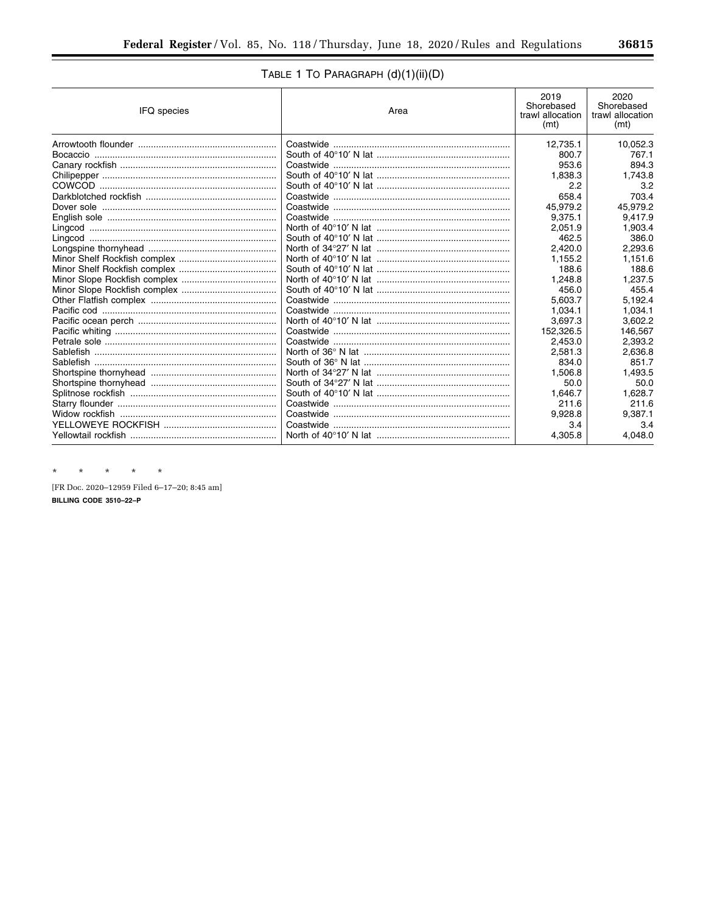TABLE 1 TO PARAGRAPH (d)(1)(ii)(D)

| IFQ species | Area | 2019 Shorebased trawl allocation (mt) | 2020 Shorebased trawl allocation (mt) |
|---|---|---|---|
| Arrowtooth flounder | Coastwide | 12,735.1 | 10,052.3 |
| Bocaccio | South of 40°10′ N lat | 800.7 | 767.1 |
| Canary rockfish | Coastwide | 953.6 | 894.3 |
| Chilipepper | South of 40°10′ N lat | 1,838.3 | 1,743.8 |
| COWCOD | South of 40°10′ N lat | 2.2 | 3.2 |
| Darkblotched rockfish | Coastwide | 658.4 | 703.4 |
| Dover sole | Coastwide | 45,979.2 | 45,979.2 |
| English sole | Coastwide | 9,375.1 | 9,417.9 |
| Lingcod | North of 40°10′ N lat | 2,051.9 | 1,903.4 |
| Lingcod | South of 40°10′ N lat | 462.5 | 386.0 |
| Longspine thornyhead | North of 34°27′ N lat | 2,420.0 | 2,293.6 |
| Minor Shelf Rockfish complex | North of 40°10′ N lat | 1,155.2 | 1,151.6 |
| Minor Shelf Rockfish complex | South of 40°10′ N lat | 188.6 | 188.6 |
| Minor Slope Rockfish complex | North of 40°10′ N lat | 1,248.8 | 1,237.5 |
| Minor Slope Rockfish complex | South of 40°10′ N lat | 456.0 | 455.4 |
| Other Flatfish complex | Coastwide | 5,603.7 | 5,192.4 |
| Pacific cod | Coastwide | 1,034.1 | 1,034.1 |
| Pacific ocean perch | North of 40°10′ N lat | 3,697.3 | 3,602.2 |
| Pacific whiting | Coastwide | 152,326.5 | 146,567 |
| Petrale sole | Coastwide | 2,453.0 | 2,393.2 |
| Sablefish | North of 36° N lat | 2,581.3 | 2,636.8 |
| Sablefish | South of 36° N lat | 834.0 | 851.7 |
| Shortspine thornyhead | North of 34°27′ N lat | 1,506.8 | 1,493.5 |
| Shortspine thornyhead | South of 34°27′ N lat | 50.0 | 50.0 |
| Splitnose rockfish | South of 40°10′ N lat | 1,646.7 | 1,628.7 |
| Starry flounder | Coastwide | 211.6 | 211.6 |
| Widow rockfish | Coastwide | 9,928.8 | 9,387.1 |
| YELLOWEYE ROCKFISH | Coastwide | 3.4 | 3.4 |
| Yellowtail rockfish | North of 40°10′ N lat | 4,305.8 | 4,048.0 |

\* \* \* \* \*

[FR Doc. 2020–12959 Filed 6–17–20; 8:45 am]

**BILLING CODE 3510–22–P**